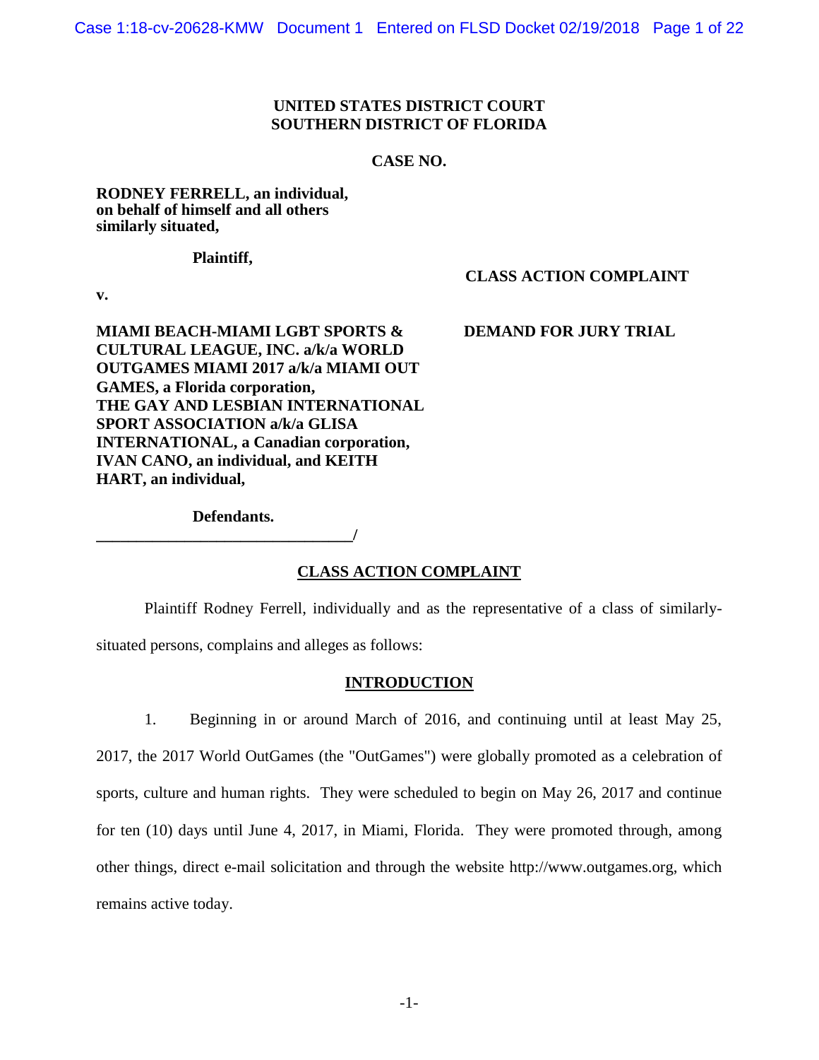**UNITED STATES DISTRICT COURT**
**SOUTHERN DISTRICT OF FLORIDA**

**CASE NO.**

**RODNEY FERRELL, an individual, on behalf of himself and all others similarly situated,**

**Plaintiff,**

**v.**

**MIAMI BEACH-MIAMI LGBT SPORTS & CULTURAL LEAGUE, INC. a/k/a WORLD OUTGAMES MIAMI 2017 a/k/a MIAMI OUT GAMES, a Florida corporation, THE GAY AND LESBIAN INTERNATIONAL SPORT ASSOCIATION a/k/a GLISA INTERNATIONAL, a Canadian corporation, IVAN CANO, an individual, and KEITH HART, an individual,**

**Defendants.**
**_________________________________/**

**CLASS ACTION COMPLAINT**

**DEMAND FOR JURY TRIAL**

## CLASS ACTION COMPLAINT

Plaintiff Rodney Ferrell, individually and as the representative of a class of similarly-situated persons, complains and alleges as follows:

## INTRODUCTION

1. Beginning in or around March of 2016, and continuing until at least May 25, 2017, the 2017 World OutGames (the "OutGames") were globally promoted as a celebration of sports, culture and human rights. They were scheduled to begin on May 26, 2017 and continue for ten (10) days until June 4, 2017, in Miami, Florida. They were promoted through, among other things, direct e-mail solicitation and through the website http://www.outgames.org, which remains active today.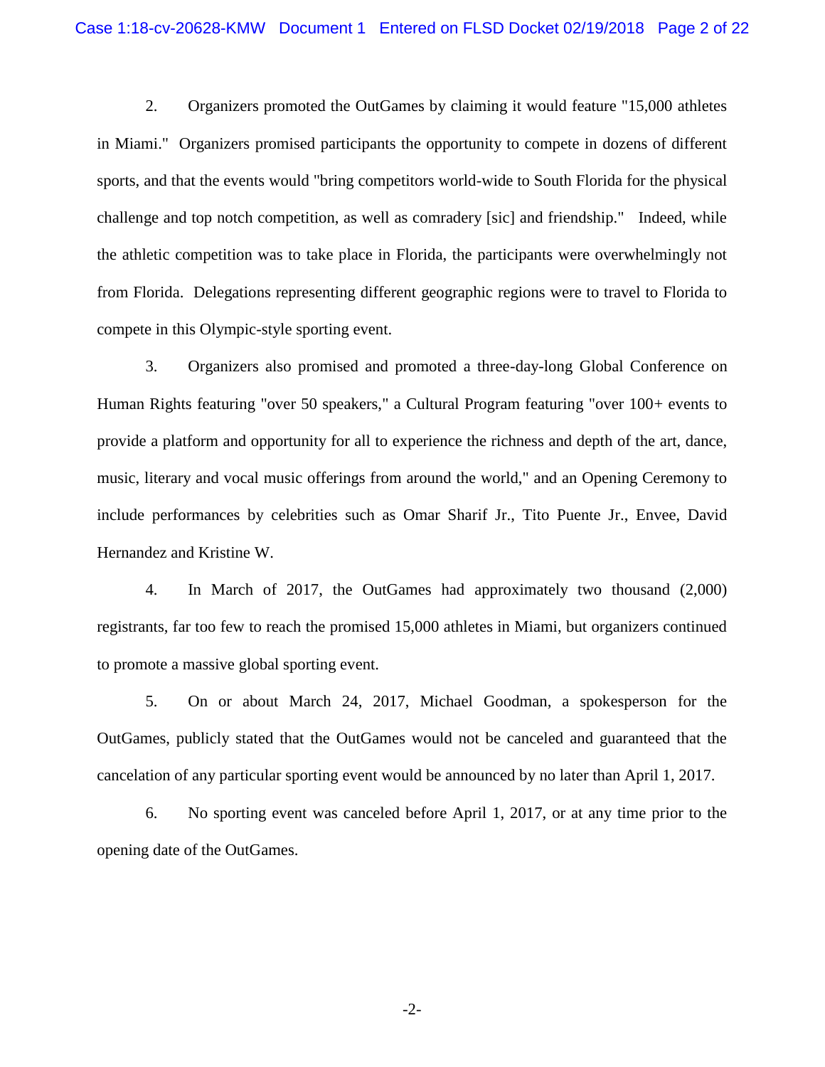2. Organizers promoted the OutGames by claiming it would feature "15,000 athletes in Miami." Organizers promised participants the opportunity to compete in dozens of different sports, and that the events would "bring competitors world-wide to South Florida for the physical challenge and top notch competition, as well as comradery [sic] and friendship." Indeed, while the athletic competition was to take place in Florida, the participants were overwhelmingly not from Florida. Delegations representing different geographic regions were to travel to Florida to compete in this Olympic-style sporting event.

3. Organizers also promised and promoted a three-day-long Global Conference on Human Rights featuring "over 50 speakers," a Cultural Program featuring "over 100+ events to provide a platform and opportunity for all to experience the richness and depth of the art, dance, music, literary and vocal music offerings from around the world," and an Opening Ceremony to include performances by celebrities such as Omar Sharif Jr., Tito Puente Jr., Envee, David Hernandez and Kristine W.

4. In March of 2017, the OutGames had approximately two thousand (2,000) registrants, far too few to reach the promised 15,000 athletes in Miami, but organizers continued to promote a massive global sporting event.

5. On or about March 24, 2017, Michael Goodman, a spokesperson for the OutGames, publicly stated that the OutGames would not be canceled and guaranteed that the cancelation of any particular sporting event would be announced by no later than April 1, 2017.

6. No sporting event was canceled before April 1, 2017, or at any time prior to the opening date of the OutGames.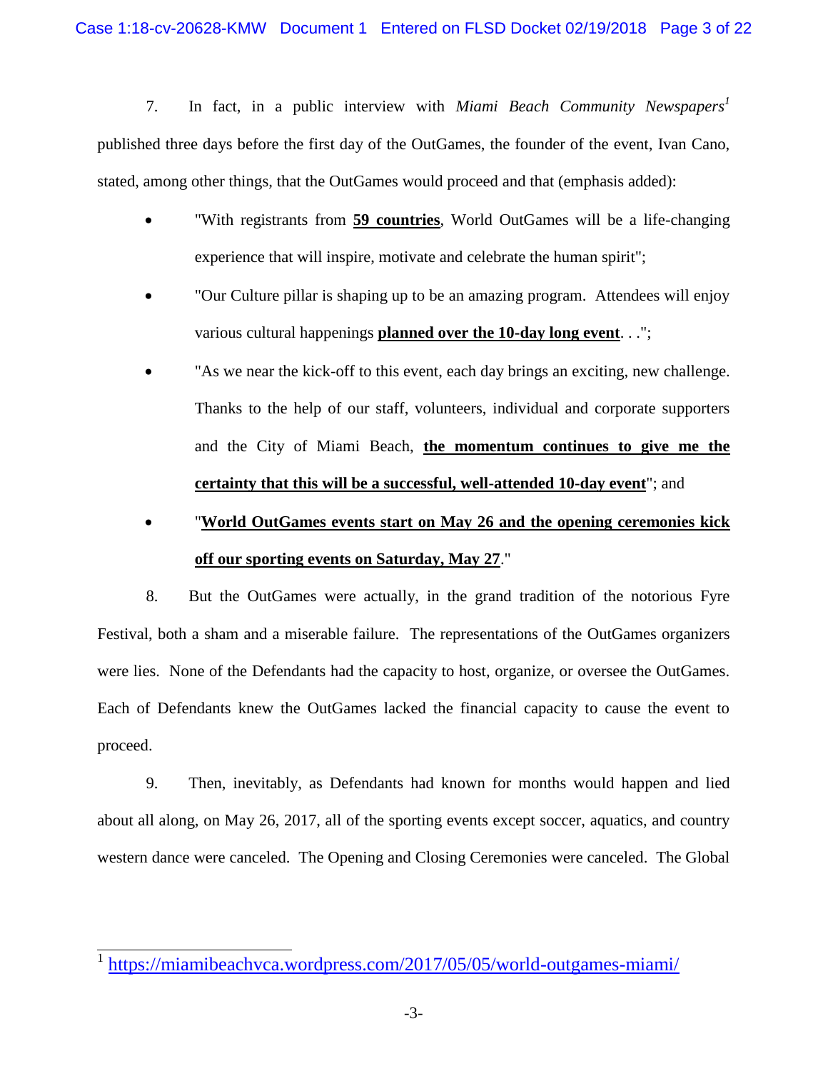7. In fact, in a public interview with *Miami Beach Community Newspapers*[1] published three days before the first day of the OutGames, the founder of the event, Ivan Cano, stated, among other things, that the OutGames would proceed and that (emphasis added):

- "With registrants from **59 countries**, World OutGames will be a life-changing experience that will inspire, motivate and celebrate the human spirit";
- "Our Culture pillar is shaping up to be an amazing program. Attendees will enjoy various cultural happenings **planned over the 10-day long event**. . .";
- "As we near the kick-off to this event, each day brings an exciting, new challenge. Thanks to the help of our staff, volunteers, individual and corporate supporters and the City of Miami Beach, **the momentum continues to give me the certainty that this will be a successful, well-attended 10-day event**"; and
- "**World OutGames events start on May 26 and the opening ceremonies kick off our sporting events on Saturday, May 27**."

8. But the OutGames were actually, in the grand tradition of the notorious Fyre Festival, both a sham and a miserable failure. The representations of the OutGames organizers were lies. None of the Defendants had the capacity to host, organize, or oversee the OutGames. Each of Defendants knew the OutGames lacked the financial capacity to cause the event to proceed.

9. Then, inevitably, as Defendants had known for months would happen and lied about all along, on May 26, 2017, all of the sporting events except soccer, aquatics, and country western dance were canceled. The Opening and Closing Ceremonies were canceled. The Global

---

[1] https://miamibeachvca.wordpress.com/2017/05/05/world-outgames-miami/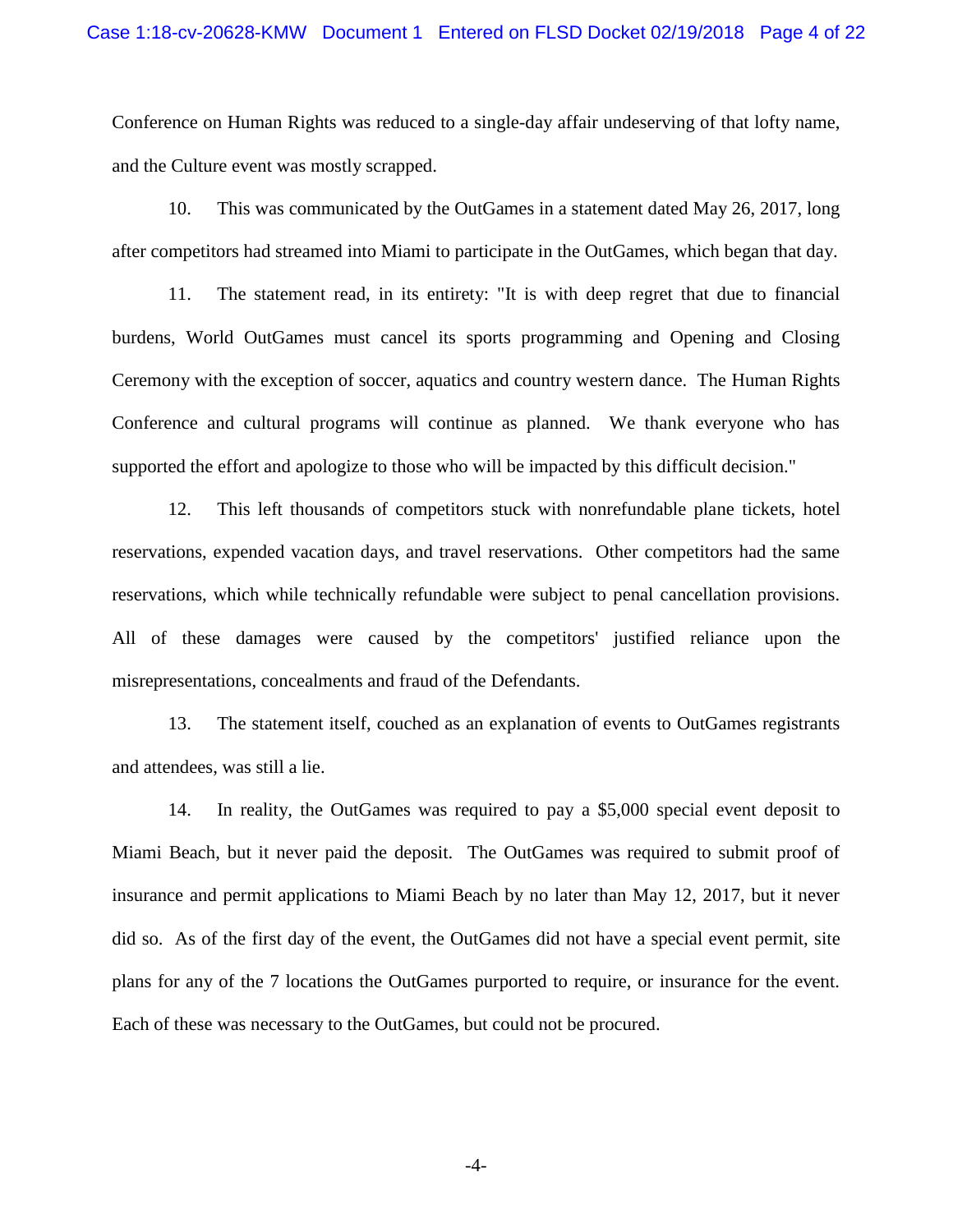Conference on Human Rights was reduced to a single-day affair undeserving of that lofty name, and the Culture event was mostly scrapped.

10. This was communicated by the OutGames in a statement dated May 26, 2017, long after competitors had streamed into Miami to participate in the OutGames, which began that day.

11. The statement read, in its entirety: "It is with deep regret that due to financial burdens, World OutGames must cancel its sports programming and Opening and Closing Ceremony with the exception of soccer, aquatics and country western dance. The Human Rights Conference and cultural programs will continue as planned. We thank everyone who has supported the effort and apologize to those who will be impacted by this difficult decision."

12. This left thousands of competitors stuck with nonrefundable plane tickets, hotel reservations, expended vacation days, and travel reservations. Other competitors had the same reservations, which while technically refundable were subject to penal cancellation provisions. All of these damages were caused by the competitors' justified reliance upon the misrepresentations, concealments and fraud of the Defendants.

13. The statement itself, couched as an explanation of events to OutGames registrants and attendees, was still a lie.

14. In reality, the OutGames was required to pay a $5,000 special event deposit to Miami Beach, but it never paid the deposit. The OutGames was required to submit proof of insurance and permit applications to Miami Beach by no later than May 12, 2017, but it never did so. As of the first day of the event, the OutGames did not have a special event permit, site plans for any of the 7 locations the OutGames purported to require, or insurance for the event. Each of these was necessary to the OutGames, but could not be procured.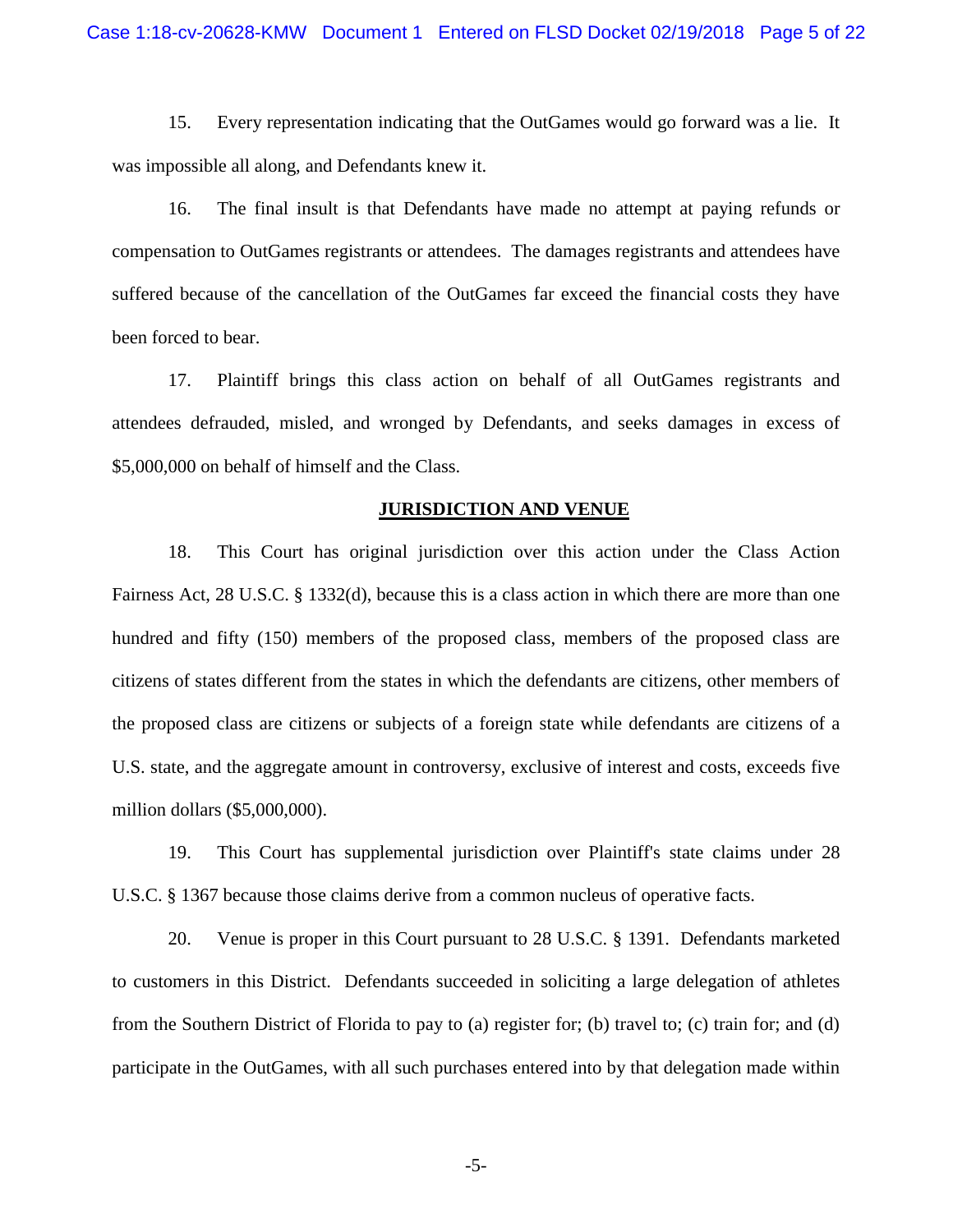15. Every representation indicating that the OutGames would go forward was a lie. It was impossible all along, and Defendants knew it.

16. The final insult is that Defendants have made no attempt at paying refunds or compensation to OutGames registrants or attendees. The damages registrants and attendees have suffered because of the cancellation of the OutGames far exceed the financial costs they have been forced to bear.

17. Plaintiff brings this class action on behalf of all OutGames registrants and attendees defrauded, misled, and wronged by Defendants, and seeks damages in excess of $5,000,000 on behalf of himself and the Class.

## JURISDICTION AND VENUE

18. This Court has original jurisdiction over this action under the Class Action Fairness Act, 28 U.S.C. § 1332(d), because this is a class action in which there are more than one hundred and fifty (150) members of the proposed class, members of the proposed class are citizens of states different from the states in which the defendants are citizens, other members of the proposed class are citizens or subjects of a foreign state while defendants are citizens of a U.S. state, and the aggregate amount in controversy, exclusive of interest and costs, exceeds five million dollars ($5,000,000).

19. This Court has supplemental jurisdiction over Plaintiff's state claims under 28 U.S.C. § 1367 because those claims derive from a common nucleus of operative facts.

20. Venue is proper in this Court pursuant to 28 U.S.C. § 1391. Defendants marketed to customers in this District. Defendants succeeded in soliciting a large delegation of athletes from the Southern District of Florida to pay to (a) register for; (b) travel to; (c) train for; and (d) participate in the OutGames, with all such purchases entered into by that delegation made within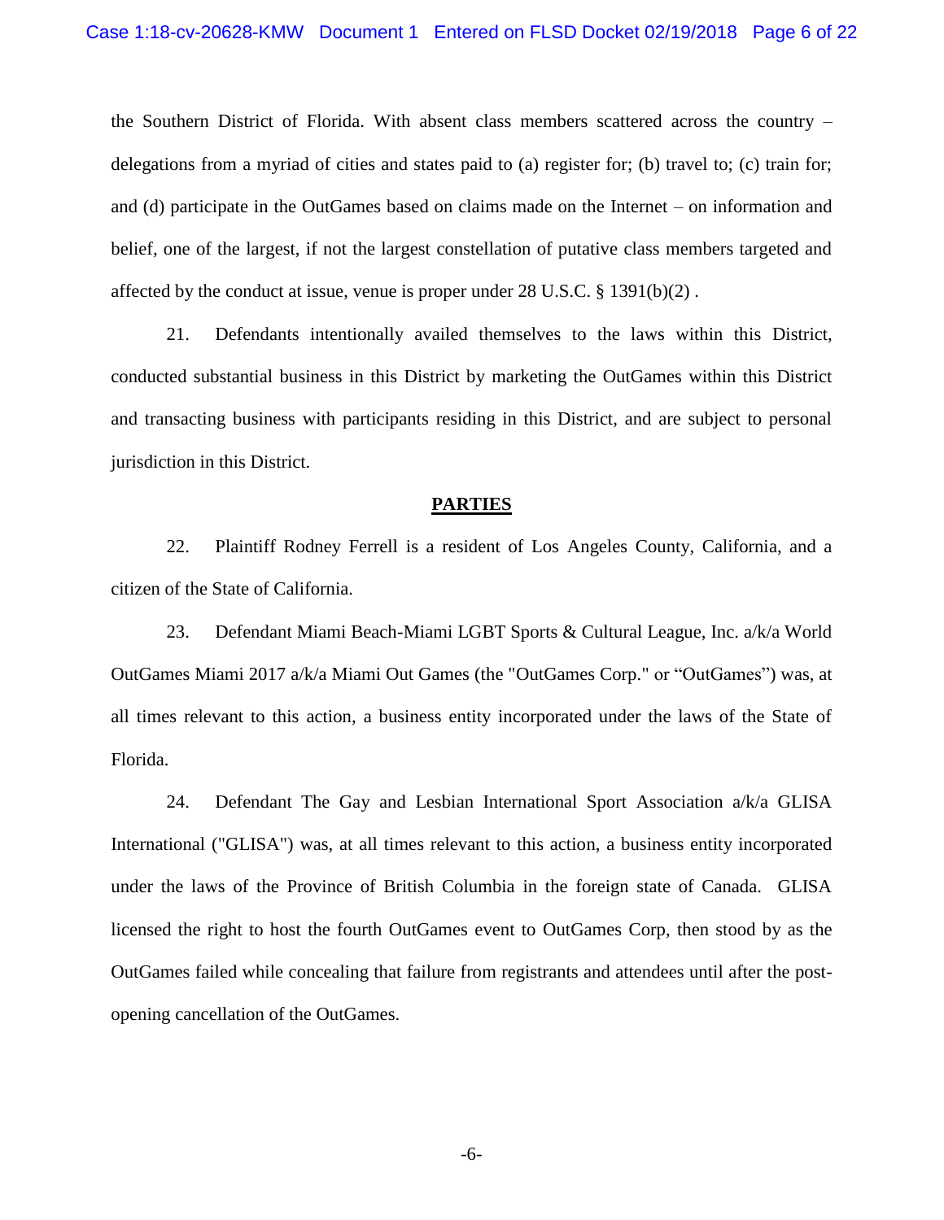the Southern District of Florida. With absent class members scattered across the country – delegations from a myriad of cities and states paid to (a) register for; (b) travel to; (c) train for; and (d) participate in the OutGames based on claims made on the Internet – on information and belief, one of the largest, if not the largest constellation of putative class members targeted and affected by the conduct at issue, venue is proper under 28 U.S.C. § 1391(b)(2) .

21. Defendants intentionally availed themselves to the laws within this District, conducted substantial business in this District by marketing the OutGames within this District and transacting business with participants residing in this District, and are subject to personal jurisdiction in this District.

## PARTIES

22. Plaintiff Rodney Ferrell is a resident of Los Angeles County, California, and a citizen of the State of California.

23. Defendant Miami Beach-Miami LGBT Sports & Cultural League, Inc. a/k/a World OutGames Miami 2017 a/k/a Miami Out Games (the "OutGames Corp." or "OutGames") was, at all times relevant to this action, a business entity incorporated under the laws of the State of Florida.

24. Defendant The Gay and Lesbian International Sport Association a/k/a GLISA International ("GLISA") was, at all times relevant to this action, a business entity incorporated under the laws of the Province of British Columbia in the foreign state of Canada. GLISA licensed the right to host the fourth OutGames event to OutGames Corp, then stood by as the OutGames failed while concealing that failure from registrants and attendees until after the post-opening cancellation of the OutGames.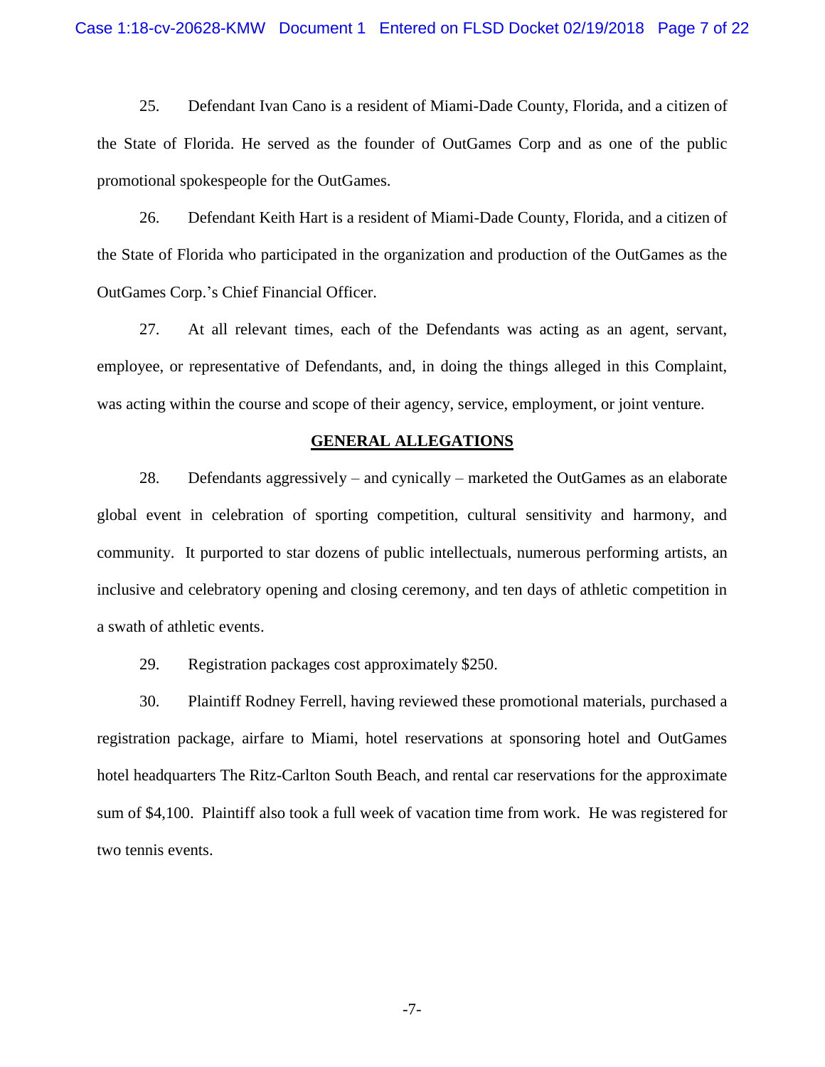25. Defendant Ivan Cano is a resident of Miami-Dade County, Florida, and a citizen of the State of Florida. He served as the founder of OutGames Corp and as one of the public promotional spokespeople for the OutGames.

26. Defendant Keith Hart is a resident of Miami-Dade County, Florida, and a citizen of the State of Florida who participated in the organization and production of the OutGames as the OutGames Corp.'s Chief Financial Officer.

27. At all relevant times, each of the Defendants was acting as an agent, servant, employee, or representative of Defendants, and, in doing the things alleged in this Complaint, was acting within the course and scope of their agency, service, employment, or joint venture.

## GENERAL ALLEGATIONS

28. Defendants aggressively – and cynically – marketed the OutGames as an elaborate global event in celebration of sporting competition, cultural sensitivity and harmony, and community. It purported to star dozens of public intellectuals, numerous performing artists, an inclusive and celebratory opening and closing ceremony, and ten days of athletic competition in a swath of athletic events.

29. Registration packages cost approximately $250.

30. Plaintiff Rodney Ferrell, having reviewed these promotional materials, purchased a registration package, airfare to Miami, hotel reservations at sponsoring hotel and OutGames hotel headquarters The Ritz-Carlton South Beach, and rental car reservations for the approximate sum of $4,100. Plaintiff also took a full week of vacation time from work. He was registered for two tennis events.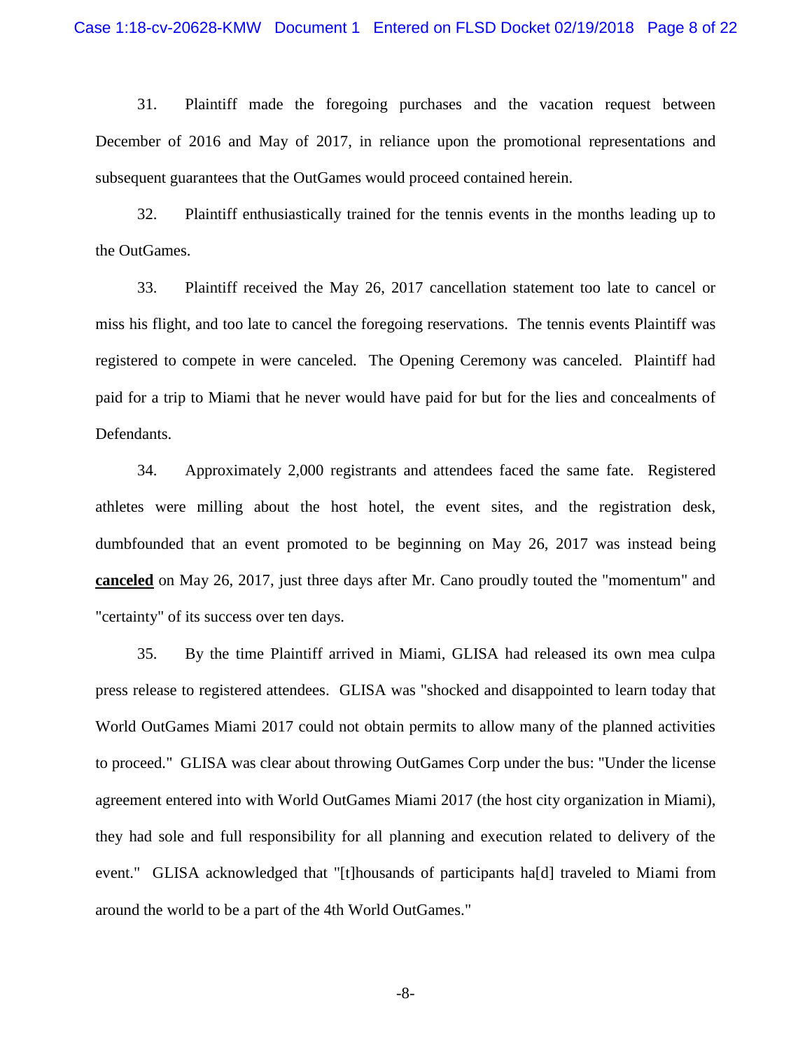31. Plaintiff made the foregoing purchases and the vacation request between December of 2016 and May of 2017, in reliance upon the promotional representations and subsequent guarantees that the OutGames would proceed contained herein.

32. Plaintiff enthusiastically trained for the tennis events in the months leading up to the OutGames.

33. Plaintiff received the May 26, 2017 cancellation statement too late to cancel or miss his flight, and too late to cancel the foregoing reservations. The tennis events Plaintiff was registered to compete in were canceled. The Opening Ceremony was canceled. Plaintiff had paid for a trip to Miami that he never would have paid for but for the lies and concealments of Defendants.

34. Approximately 2,000 registrants and attendees faced the same fate. Registered athletes were milling about the host hotel, the event sites, and the registration desk, dumbfounded that an event promoted to be beginning on May 26, 2017 was instead being **canceled** on May 26, 2017, just three days after Mr. Cano proudly touted the "momentum" and "certainty" of its success over ten days.

35. By the time Plaintiff arrived in Miami, GLISA had released its own mea culpa press release to registered attendees. GLISA was "shocked and disappointed to learn today that World OutGames Miami 2017 could not obtain permits to allow many of the planned activities to proceed." GLISA was clear about throwing OutGames Corp under the bus: "Under the license agreement entered into with World OutGames Miami 2017 (the host city organization in Miami), they had sole and full responsibility for all planning and execution related to delivery of the event." GLISA acknowledged that "[t]housands of participants ha[d] traveled to Miami from around the world to be a part of the 4th World OutGames."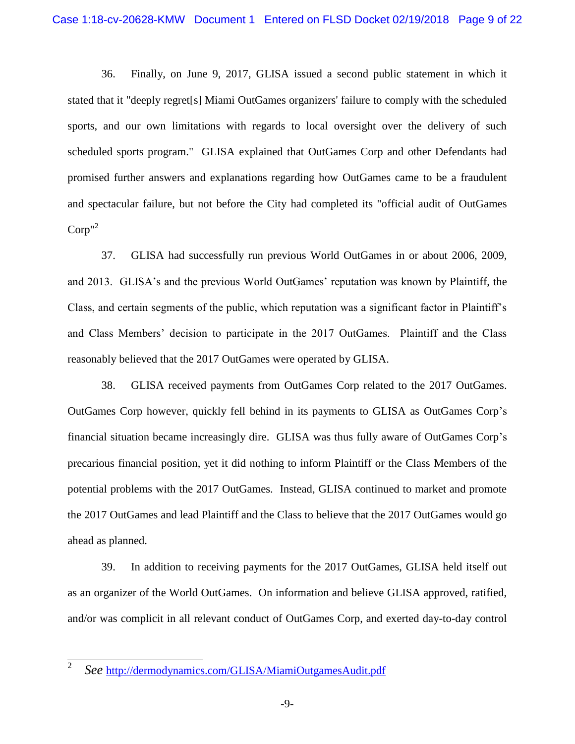36. Finally, on June 9, 2017, GLISA issued a second public statement in which it stated that it "deeply regret[s] Miami OutGames organizers' failure to comply with the scheduled sports, and our own limitations with regards to local oversight over the delivery of such scheduled sports program." GLISA explained that OutGames Corp and other Defendants had promised further answers and explanations regarding how OutGames came to be a fraudulent and spectacular failure, but not before the City had completed its "official audit of OutGames Corp"[2]

37. GLISA had successfully run previous World OutGames in or about 2006, 2009, and 2013. GLISA's and the previous World OutGames' reputation was known by Plaintiff, the Class, and certain segments of the public, which reputation was a significant factor in Plaintiff's and Class Members' decision to participate in the 2017 OutGames. Plaintiff and the Class reasonably believed that the 2017 OutGames were operated by GLISA.

38. GLISA received payments from OutGames Corp related to the 2017 OutGames. OutGames Corp however, quickly fell behind in its payments to GLISA as OutGames Corp's financial situation became increasingly dire. GLISA was thus fully aware of OutGames Corp's precarious financial position, yet it did nothing to inform Plaintiff or the Class Members of the potential problems with the 2017 OutGames. Instead, GLISA continued to market and promote the 2017 OutGames and lead Plaintiff and the Class to believe that the 2017 OutGames would go ahead as planned.

39. In addition to receiving payments for the 2017 OutGames, GLISA held itself out as an organizer of the World OutGames. On information and believe GLISA approved, ratified, and/or was complicit in all relevant conduct of OutGames Corp, and exerted day-to-day control

[2] *See* http://dermodynamics.com/GLISA/MiamiOutgamesAudit.pdf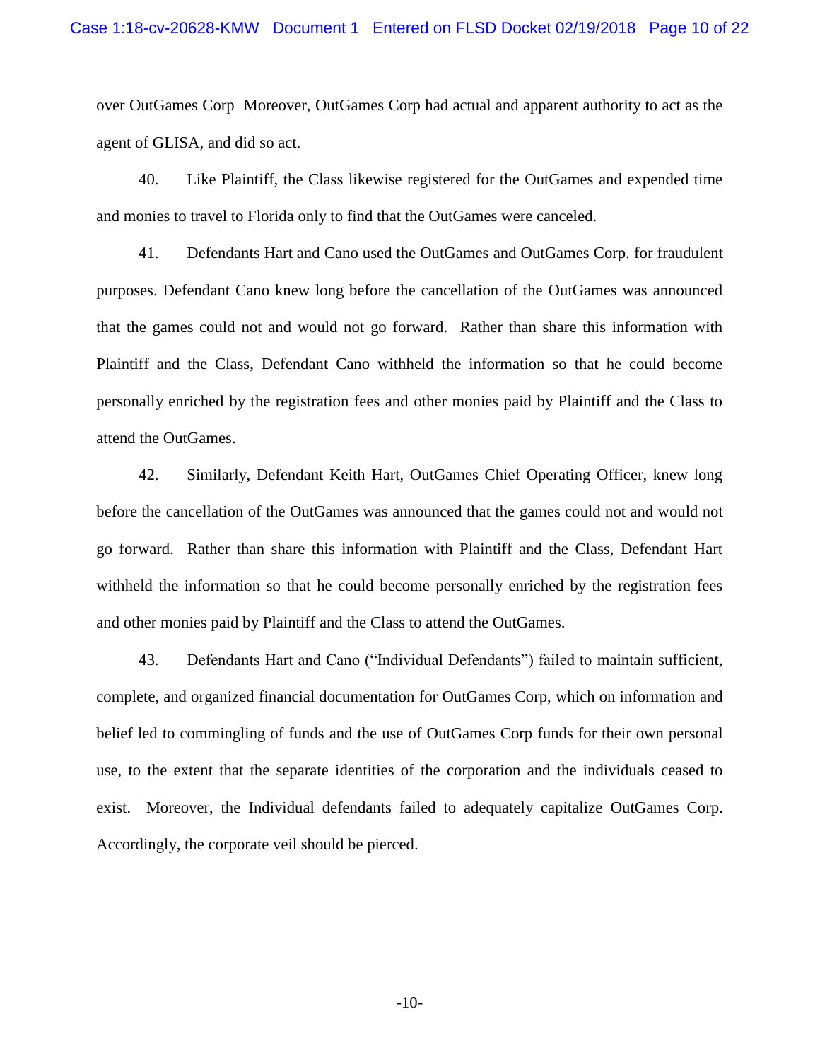over OutGames Corp  Moreover, OutGames Corp had actual and apparent authority to act as the agent of GLISA, and did so act.

40. Like Plaintiff, the Class likewise registered for the OutGames and expended time and monies to travel to Florida only to find that the OutGames were canceled.

41. Defendants Hart and Cano used the OutGames and OutGames Corp. for fraudulent purposes. Defendant Cano knew long before the cancellation of the OutGames was announced that the games could not and would not go forward. Rather than share this information with Plaintiff and the Class, Defendant Cano withheld the information so that he could become personally enriched by the registration fees and other monies paid by Plaintiff and the Class to attend the OutGames.

42. Similarly, Defendant Keith Hart, OutGames Chief Operating Officer, knew long before the cancellation of the OutGames was announced that the games could not and would not go forward. Rather than share this information with Plaintiff and the Class, Defendant Hart withheld the information so that he could become personally enriched by the registration fees and other monies paid by Plaintiff and the Class to attend the OutGames.

43. Defendants Hart and Cano ("Individual Defendants") failed to maintain sufficient, complete, and organized financial documentation for OutGames Corp, which on information and belief led to commingling of funds and the use of OutGames Corp funds for their own personal use, to the extent that the separate identities of the corporation and the individuals ceased to exist. Moreover, the Individual defendants failed to adequately capitalize OutGames Corp. Accordingly, the corporate veil should be pierced.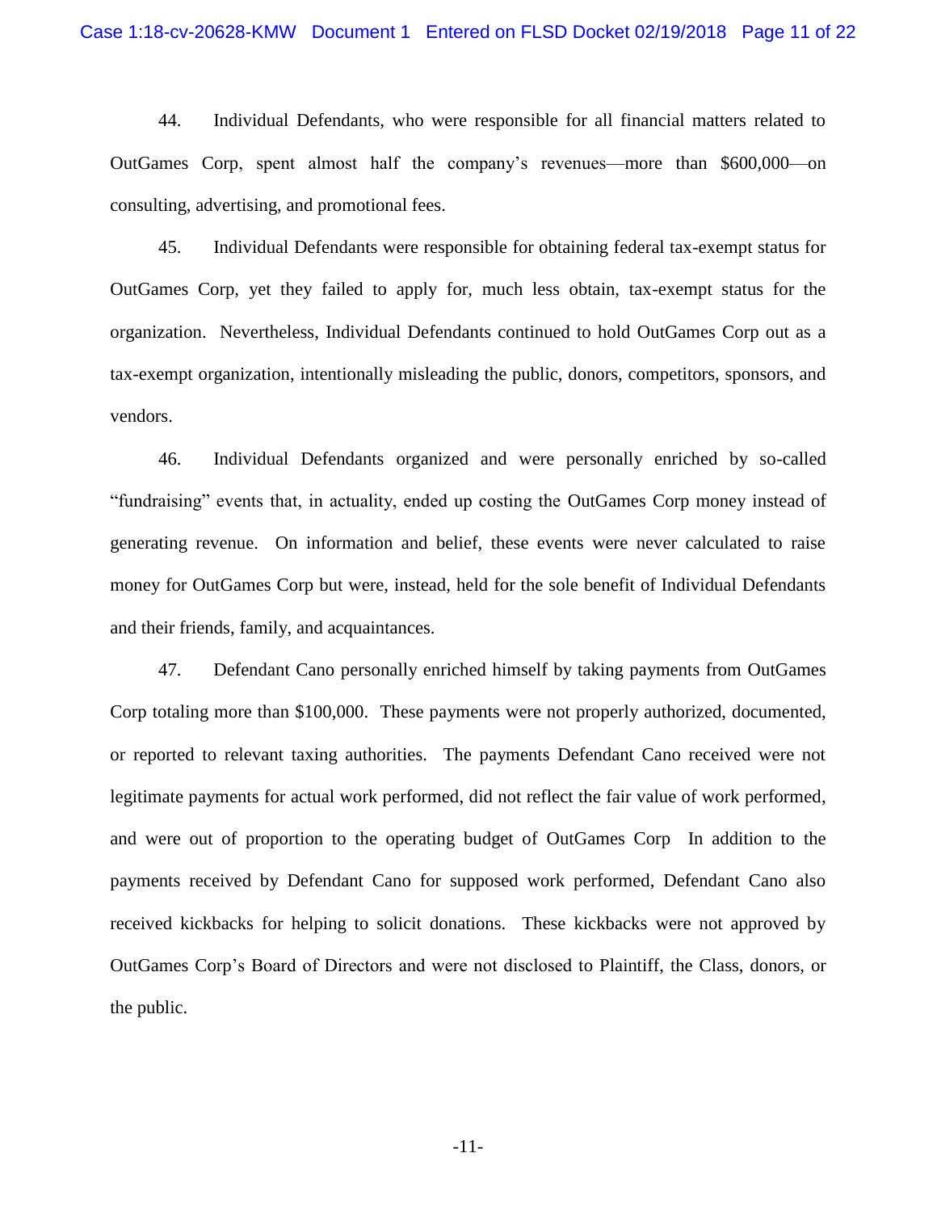44. Individual Defendants, who were responsible for all financial matters related to OutGames Corp, spent almost half the company's revenues—more than $600,000—on consulting, advertising, and promotional fees.

45. Individual Defendants were responsible for obtaining federal tax-exempt status for OutGames Corp, yet they failed to apply for, much less obtain, tax-exempt status for the organization. Nevertheless, Individual Defendants continued to hold OutGames Corp out as a tax-exempt organization, intentionally misleading the public, donors, competitors, sponsors, and vendors.

46. Individual Defendants organized and were personally enriched by so-called "fundraising" events that, in actuality, ended up costing the OutGames Corp money instead of generating revenue. On information and belief, these events were never calculated to raise money for OutGames Corp but were, instead, held for the sole benefit of Individual Defendants and their friends, family, and acquaintances.

47. Defendant Cano personally enriched himself by taking payments from OutGames Corp totaling more than $100,000. These payments were not properly authorized, documented, or reported to relevant taxing authorities. The payments Defendant Cano received were not legitimate payments for actual work performed, did not reflect the fair value of work performed, and were out of proportion to the operating budget of OutGames Corp In addition to the payments received by Defendant Cano for supposed work performed, Defendant Cano also received kickbacks for helping to solicit donations. These kickbacks were not approved by OutGames Corp's Board of Directors and were not disclosed to Plaintiff, the Class, donors, or the public.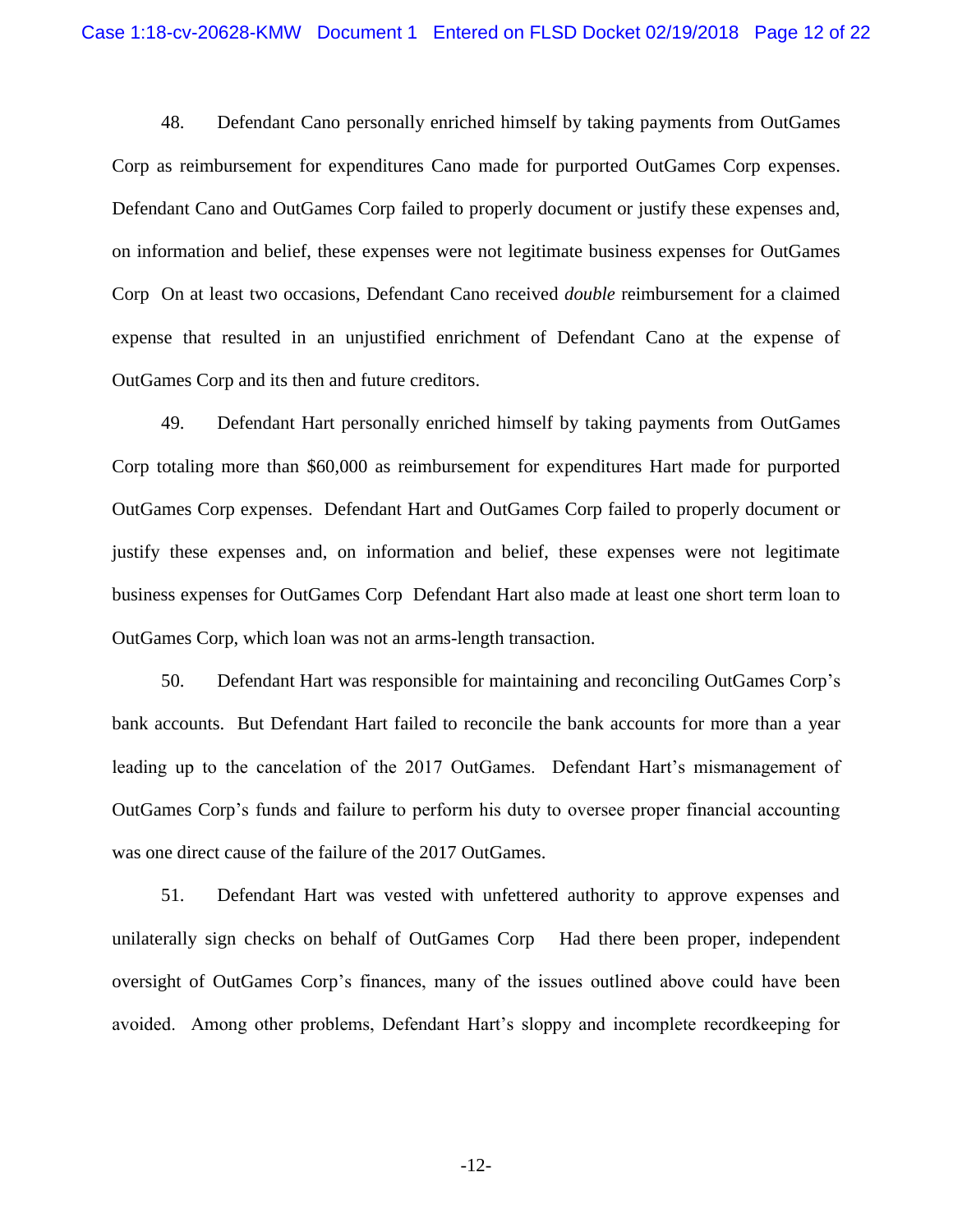48. Defendant Cano personally enriched himself by taking payments from OutGames Corp as reimbursement for expenditures Cano made for purported OutGames Corp expenses. Defendant Cano and OutGames Corp failed to properly document or justify these expenses and, on information and belief, these expenses were not legitimate business expenses for OutGames Corp On at least two occasions, Defendant Cano received *double* reimbursement for a claimed expense that resulted in an unjustified enrichment of Defendant Cano at the expense of OutGames Corp and its then and future creditors.

49. Defendant Hart personally enriched himself by taking payments from OutGames Corp totaling more than $60,000 as reimbursement for expenditures Hart made for purported OutGames Corp expenses. Defendant Hart and OutGames Corp failed to properly document or justify these expenses and, on information and belief, these expenses were not legitimate business expenses for OutGames Corp Defendant Hart also made at least one short term loan to OutGames Corp, which loan was not an arms-length transaction.

50. Defendant Hart was responsible for maintaining and reconciling OutGames Corp's bank accounts. But Defendant Hart failed to reconcile the bank accounts for more than a year leading up to the cancelation of the 2017 OutGames. Defendant Hart's mismanagement of OutGames Corp's funds and failure to perform his duty to oversee proper financial accounting was one direct cause of the failure of the 2017 OutGames.

51. Defendant Hart was vested with unfettered authority to approve expenses and unilaterally sign checks on behalf of OutGames Corp Had there been proper, independent oversight of OutGames Corp's finances, many of the issues outlined above could have been avoided. Among other problems, Defendant Hart's sloppy and incomplete recordkeeping for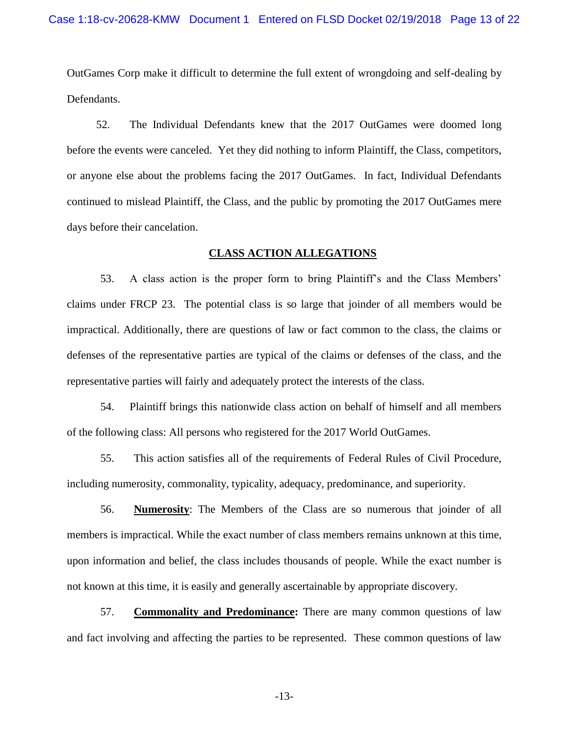OutGames Corp make it difficult to determine the full extent of wrongdoing and self-dealing by Defendants.

52. The Individual Defendants knew that the 2017 OutGames were doomed long before the events were canceled. Yet they did nothing to inform Plaintiff, the Class, competitors, or anyone else about the problems facing the 2017 OutGames. In fact, Individual Defendants continued to mislead Plaintiff, the Class, and the public by promoting the 2017 OutGames mere days before their cancelation.

## CLASS ACTION ALLEGATIONS

53. A class action is the proper form to bring Plaintiff's and the Class Members' claims under FRCP 23. The potential class is so large that joinder of all members would be impractical. Additionally, there are questions of law or fact common to the class, the claims or defenses of the representative parties are typical of the claims or defenses of the class, and the representative parties will fairly and adequately protect the interests of the class.

54. Plaintiff brings this nationwide class action on behalf of himself and all members of the following class: All persons who registered for the 2017 World OutGames.

55. This action satisfies all of the requirements of Federal Rules of Civil Procedure, including numerosity, commonality, typicality, adequacy, predominance, and superiority.

56. **Numerosity**: The Members of the Class are so numerous that joinder of all members is impractical. While the exact number of class members remains unknown at this time, upon information and belief, the class includes thousands of people. While the exact number is not known at this time, it is easily and generally ascertainable by appropriate discovery.

57. **Commonality and Predominance:** There are many common questions of law and fact involving and affecting the parties to be represented. These common questions of law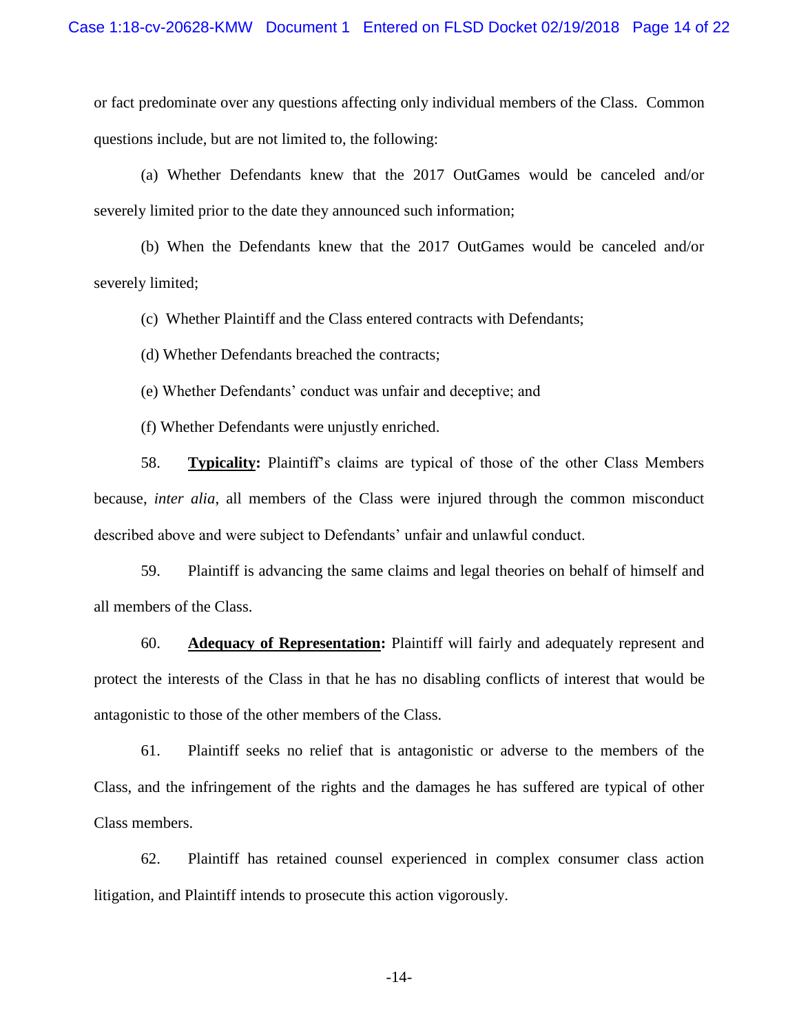or fact predominate over any questions affecting only individual members of the Class. Common questions include, but are not limited to, the following:

(a) Whether Defendants knew that the 2017 OutGames would be canceled and/or severely limited prior to the date they announced such information;

(b) When the Defendants knew that the 2017 OutGames would be canceled and/or severely limited;

(c) Whether Plaintiff and the Class entered contracts with Defendants;

(d) Whether Defendants breached the contracts;

(e) Whether Defendants' conduct was unfair and deceptive; and

(f) Whether Defendants were unjustly enriched.

58. **<u>Typicality</u>:** Plaintiff's claims are typical of those of the other Class Members because, *inter alia*, all members of the Class were injured through the common misconduct described above and were subject to Defendants' unfair and unlawful conduct.

59. Plaintiff is advancing the same claims and legal theories on behalf of himself and all members of the Class.

60. **<u>Adequacy of Representation</u>:** Plaintiff will fairly and adequately represent and protect the interests of the Class in that he has no disabling conflicts of interest that would be antagonistic to those of the other members of the Class.

61. Plaintiff seeks no relief that is antagonistic or adverse to the members of the Class, and the infringement of the rights and the damages he has suffered are typical of other Class members.

62. Plaintiff has retained counsel experienced in complex consumer class action litigation, and Plaintiff intends to prosecute this action vigorously.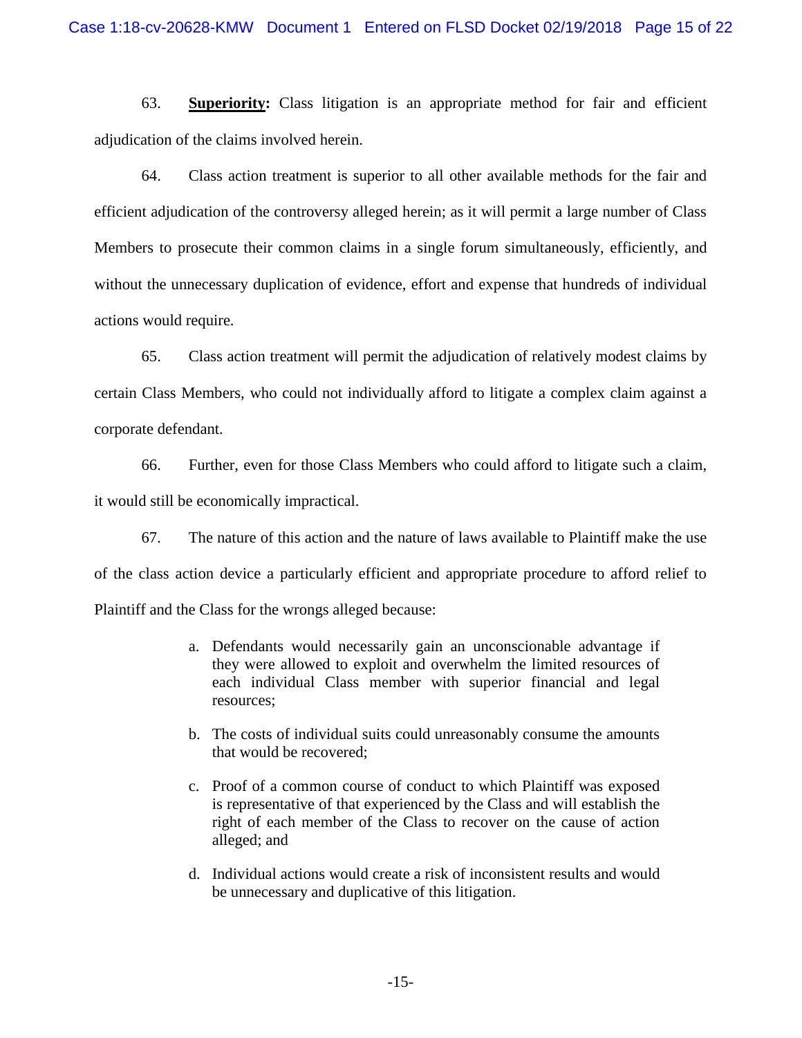63. **Superiority:** Class litigation is an appropriate method for fair and efficient adjudication of the claims involved herein.

64. Class action treatment is superior to all other available methods for the fair and efficient adjudication of the controversy alleged herein; as it will permit a large number of Class Members to prosecute their common claims in a single forum simultaneously, efficiently, and without the unnecessary duplication of evidence, effort and expense that hundreds of individual actions would require.

65. Class action treatment will permit the adjudication of relatively modest claims by certain Class Members, who could not individually afford to litigate a complex claim against a corporate defendant.

66. Further, even for those Class Members who could afford to litigate such a claim, it would still be economically impractical.

67. The nature of this action and the nature of laws available to Plaintiff make the use of the class action device a particularly efficient and appropriate procedure to afford relief to Plaintiff and the Class for the wrongs alleged because:

a. Defendants would necessarily gain an unconscionable advantage if they were allowed to exploit and overwhelm the limited resources of each individual Class member with superior financial and legal resources;

b. The costs of individual suits could unreasonably consume the amounts that would be recovered;

c. Proof of a common course of conduct to which Plaintiff was exposed is representative of that experienced by the Class and will establish the right of each member of the Class to recover on the cause of action alleged; and

d. Individual actions would create a risk of inconsistent results and would be unnecessary and duplicative of this litigation.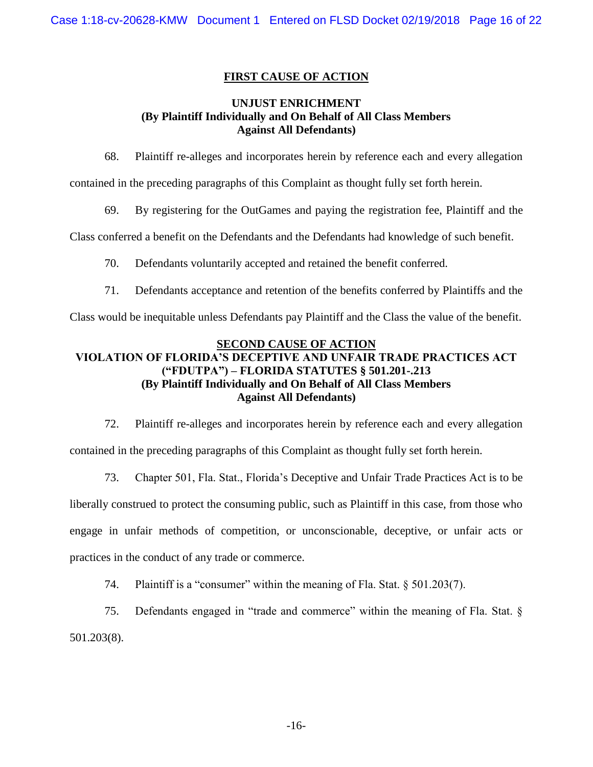## FIRST CAUSE OF ACTION

### UNJUST ENRICHMENT
### (By Plaintiff Individually and On Behalf of All Class Members Against All Defendants)

68. Plaintiff re-alleges and incorporates herein by reference each and every allegation contained in the preceding paragraphs of this Complaint as thought fully set forth herein.

69. By registering for the OutGames and paying the registration fee, Plaintiff and the Class conferred a benefit on the Defendants and the Defendants had knowledge of such benefit.

70. Defendants voluntarily accepted and retained the benefit conferred.

71. Defendants acceptance and retention of the benefits conferred by Plaintiffs and the Class would be inequitable unless Defendants pay Plaintiff and the Class the value of the benefit.

## SECOND CAUSE OF ACTION

### VIOLATION OF FLORIDA'S DECEPTIVE AND UNFAIR TRADE PRACTICES ACT ("FDUTPA") – FLORIDA STATUTES § 501.201-.213
### (By Plaintiff Individually and On Behalf of All Class Members Against All Defendants)

72. Plaintiff re-alleges and incorporates herein by reference each and every allegation contained in the preceding paragraphs of this Complaint as thought fully set forth herein.

73. Chapter 501, Fla. Stat., Florida's Deceptive and Unfair Trade Practices Act is to be liberally construed to protect the consuming public, such as Plaintiff in this case, from those who engage in unfair methods of competition, or unconscionable, deceptive, or unfair acts or practices in the conduct of any trade or commerce.

74. Plaintiff is a "consumer" within the meaning of Fla. Stat. § 501.203(7).

75. Defendants engaged in "trade and commerce" within the meaning of Fla. Stat. § 501.203(8).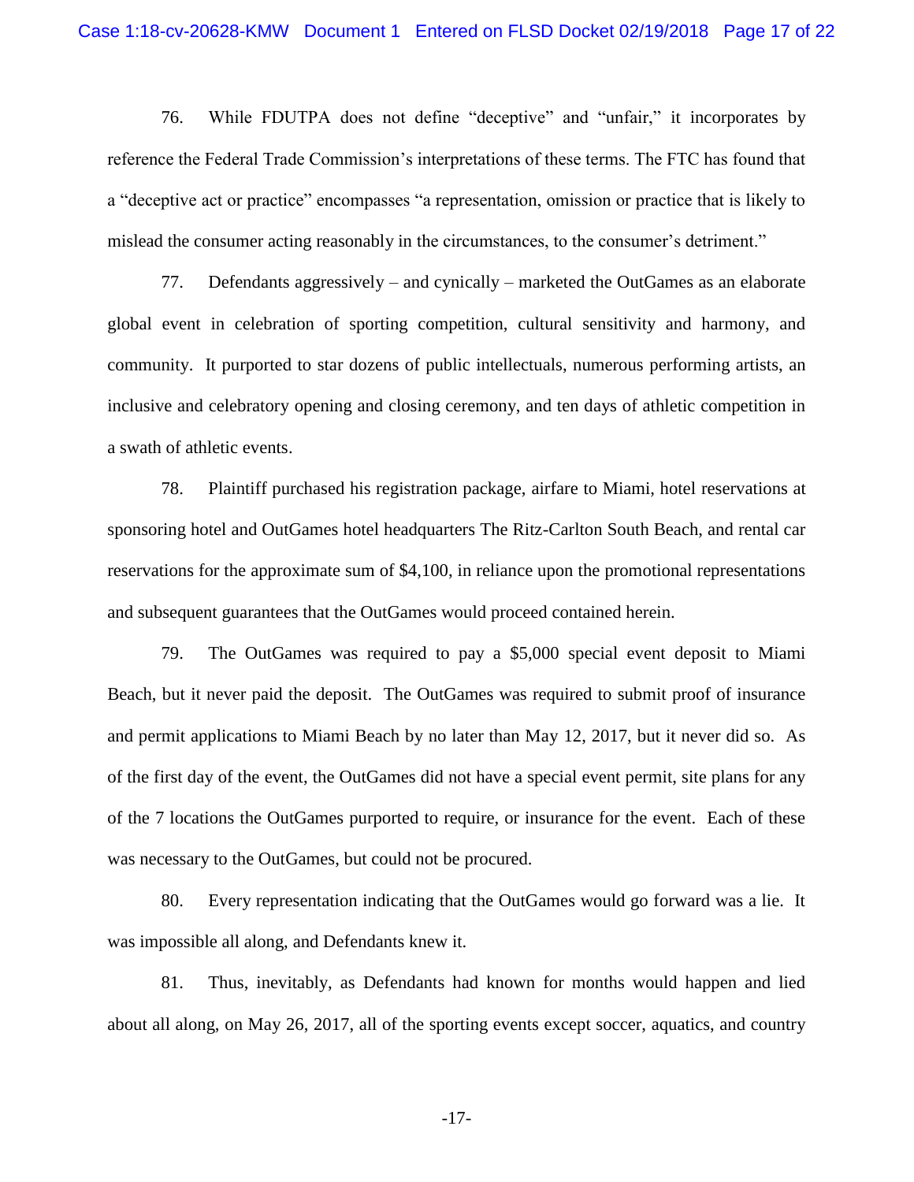76. While FDUTPA does not define "deceptive" and "unfair," it incorporates by reference the Federal Trade Commission's interpretations of these terms. The FTC has found that a "deceptive act or practice" encompasses "a representation, omission or practice that is likely to mislead the consumer acting reasonably in the circumstances, to the consumer's detriment."

77. Defendants aggressively – and cynically – marketed the OutGames as an elaborate global event in celebration of sporting competition, cultural sensitivity and harmony, and community. It purported to star dozens of public intellectuals, numerous performing artists, an inclusive and celebratory opening and closing ceremony, and ten days of athletic competition in a swath of athletic events.

78. Plaintiff purchased his registration package, airfare to Miami, hotel reservations at sponsoring hotel and OutGames hotel headquarters The Ritz-Carlton South Beach, and rental car reservations for the approximate sum of $4,100, in reliance upon the promotional representations and subsequent guarantees that the OutGames would proceed contained herein.

79. The OutGames was required to pay a $5,000 special event deposit to Miami Beach, but it never paid the deposit. The OutGames was required to submit proof of insurance and permit applications to Miami Beach by no later than May 12, 2017, but it never did so. As of the first day of the event, the OutGames did not have a special event permit, site plans for any of the 7 locations the OutGames purported to require, or insurance for the event. Each of these was necessary to the OutGames, but could not be procured.

80. Every representation indicating that the OutGames would go forward was a lie. It was impossible all along, and Defendants knew it.

81. Thus, inevitably, as Defendants had known for months would happen and lied about all along, on May 26, 2017, all of the sporting events except soccer, aquatics, and country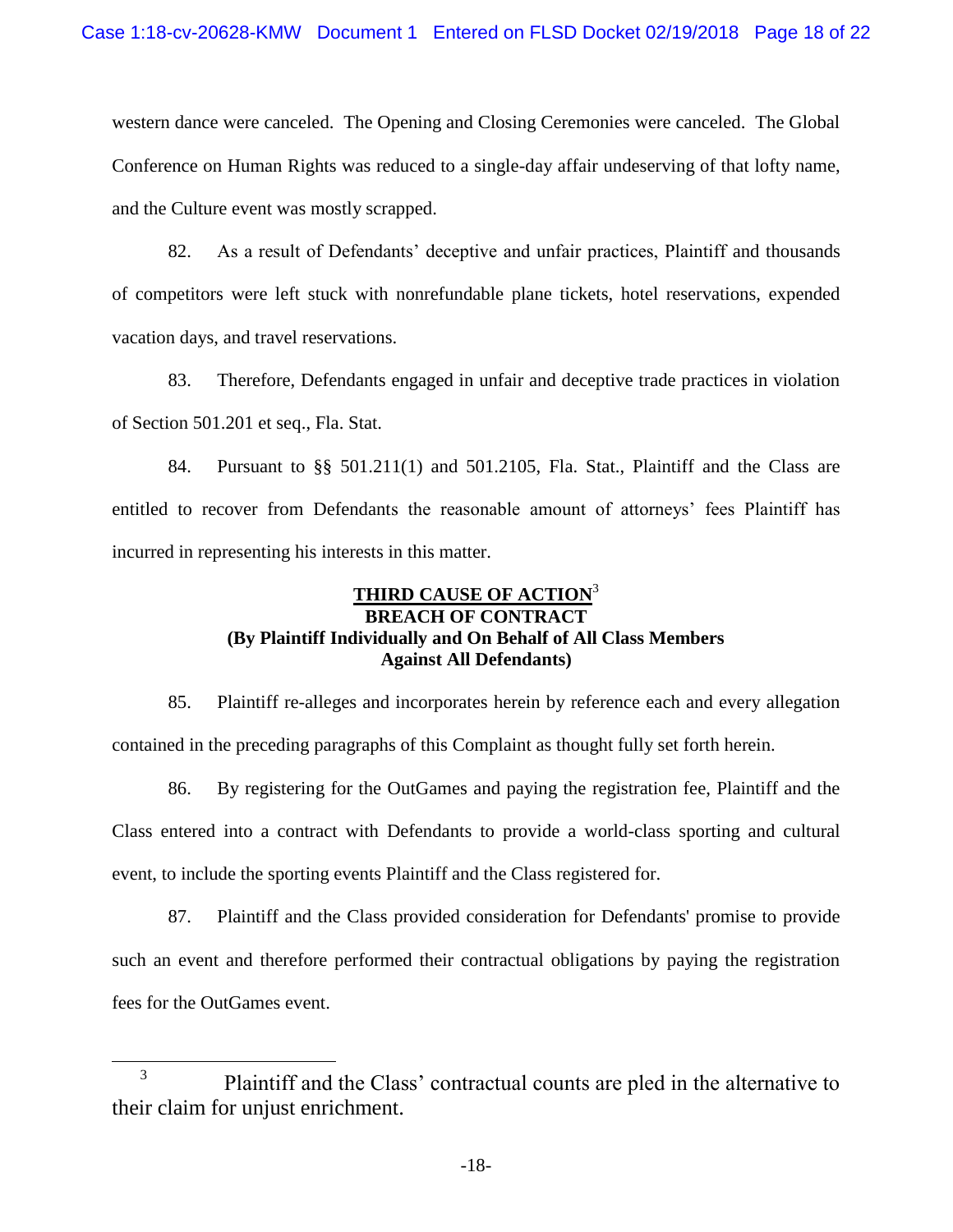western dance were canceled. The Opening and Closing Ceremonies were canceled. The Global Conference on Human Rights was reduced to a single-day affair undeserving of that lofty name, and the Culture event was mostly scrapped.

82. As a result of Defendants' deceptive and unfair practices, Plaintiff and thousands of competitors were left stuck with nonrefundable plane tickets, hotel reservations, expended vacation days, and travel reservations.

83. Therefore, Defendants engaged in unfair and deceptive trade practices in violation of Section 501.201 et seq., Fla. Stat.

84. Pursuant to §§ 501.211(1) and 501.2105, Fla. Stat., Plaintiff and the Class are entitled to recover from Defendants the reasonable amount of attorneys' fees Plaintiff has incurred in representing his interests in this matter.

**THIRD CAUSE OF ACTION[3]**
**BREACH OF CONTRACT**
**(By Plaintiff Individually and On Behalf of All Class Members Against All Defendants)**

85. Plaintiff re-alleges and incorporates herein by reference each and every allegation contained in the preceding paragraphs of this Complaint as thought fully set forth herein.

86. By registering for the OutGames and paying the registration fee, Plaintiff and the Class entered into a contract with Defendants to provide a world-class sporting and cultural event, to include the sporting events Plaintiff and the Class registered for.

87. Plaintiff and the Class provided consideration for Defendants' promise to provide such an event and therefore performed their contractual obligations by paying the registration fees for the OutGames event.

[3] Plaintiff and the Class' contractual counts are pled in the alternative to their claim for unjust enrichment.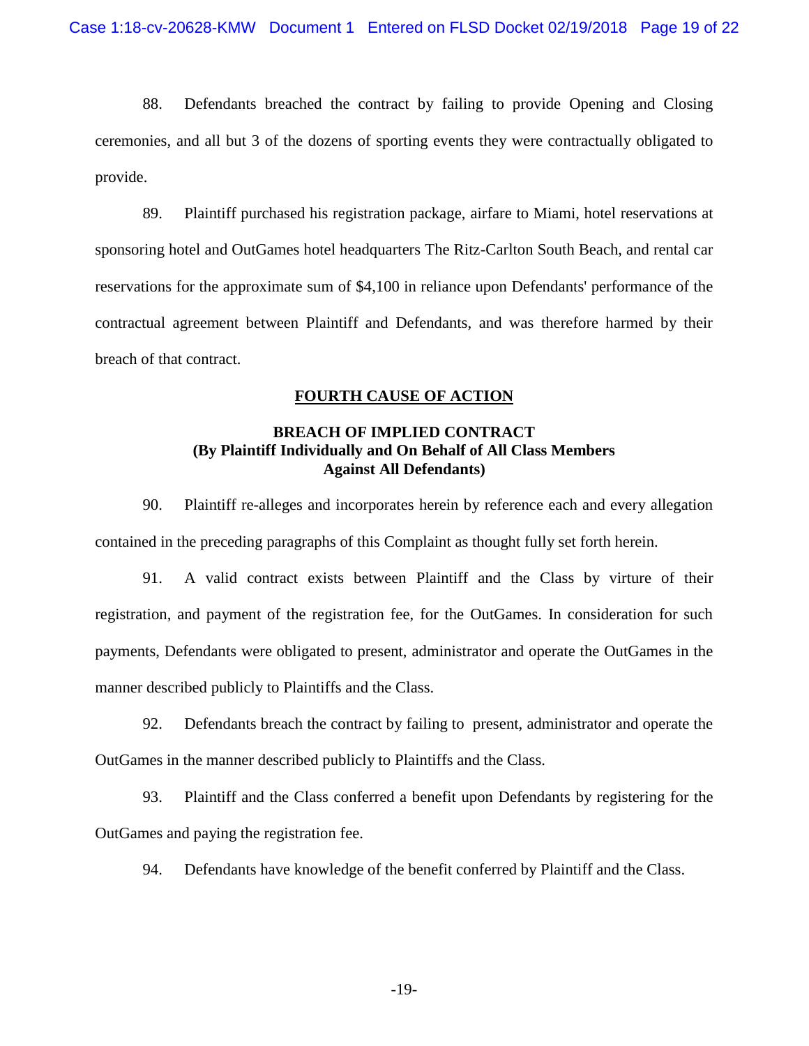88. Defendants breached the contract by failing to provide Opening and Closing ceremonies, and all but 3 of the dozens of sporting events they were contractually obligated to provide.

89. Plaintiff purchased his registration package, airfare to Miami, hotel reservations at sponsoring hotel and OutGames hotel headquarters The Ritz-Carlton South Beach, and rental car reservations for the approximate sum of $4,100 in reliance upon Defendants' performance of the contractual agreement between Plaintiff and Defendants, and was therefore harmed by their breach of that contract.

**FOURTH CAUSE OF ACTION**

**BREACH OF IMPLIED CONTRACT**
**(By Plaintiff Individually and On Behalf of All Class Members Against All Defendants)**

90. Plaintiff re-alleges and incorporates herein by reference each and every allegation contained in the preceding paragraphs of this Complaint as thought fully set forth herein.

91. A valid contract exists between Plaintiff and the Class by virture of their registration, and payment of the registration fee, for the OutGames. In consideration for such payments, Defendants were obligated to present, administrator and operate the OutGames in the manner described publicly to Plaintiffs and the Class.

92. Defendants breach the contract by failing to present, administrator and operate the OutGames in the manner described publicly to Plaintiffs and the Class.

93. Plaintiff and the Class conferred a benefit upon Defendants by registering for the OutGames and paying the registration fee.

94. Defendants have knowledge of the benefit conferred by Plaintiff and the Class.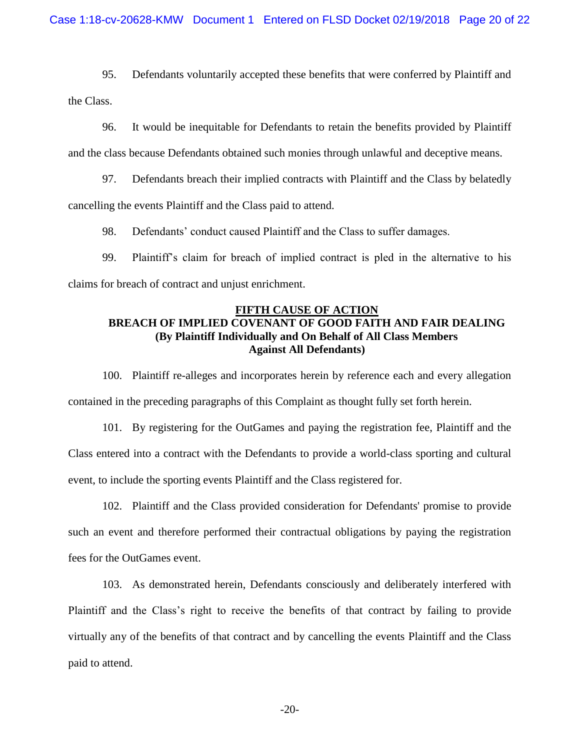95. Defendants voluntarily accepted these benefits that were conferred by Plaintiff and the Class.

96. It would be inequitable for Defendants to retain the benefits provided by Plaintiff and the class because Defendants obtained such monies through unlawful and deceptive means.

97. Defendants breach their implied contracts with Plaintiff and the Class by belatedly cancelling the events Plaintiff and the Class paid to attend.

98. Defendants' conduct caused Plaintiff and the Class to suffer damages.

99. Plaintiff's claim for breach of implied contract is pled in the alternative to his claims for breach of contract and unjust enrichment.

**FIFTH CAUSE OF ACTION**
**BREACH OF IMPLIED COVENANT OF GOOD FAITH AND FAIR DEALING**
**(By Plaintiff Individually and On Behalf of All Class Members Against All Defendants)**

100. Plaintiff re-alleges and incorporates herein by reference each and every allegation contained in the preceding paragraphs of this Complaint as thought fully set forth herein.

101. By registering for the OutGames and paying the registration fee, Plaintiff and the Class entered into a contract with the Defendants to provide a world-class sporting and cultural event, to include the sporting events Plaintiff and the Class registered for.

102. Plaintiff and the Class provided consideration for Defendants' promise to provide such an event and therefore performed their contractual obligations by paying the registration fees for the OutGames event.

103. As demonstrated herein, Defendants consciously and deliberately interfered with Plaintiff and the Class's right to receive the benefits of that contract by failing to provide virtually any of the benefits of that contract and by cancelling the events Plaintiff and the Class paid to attend.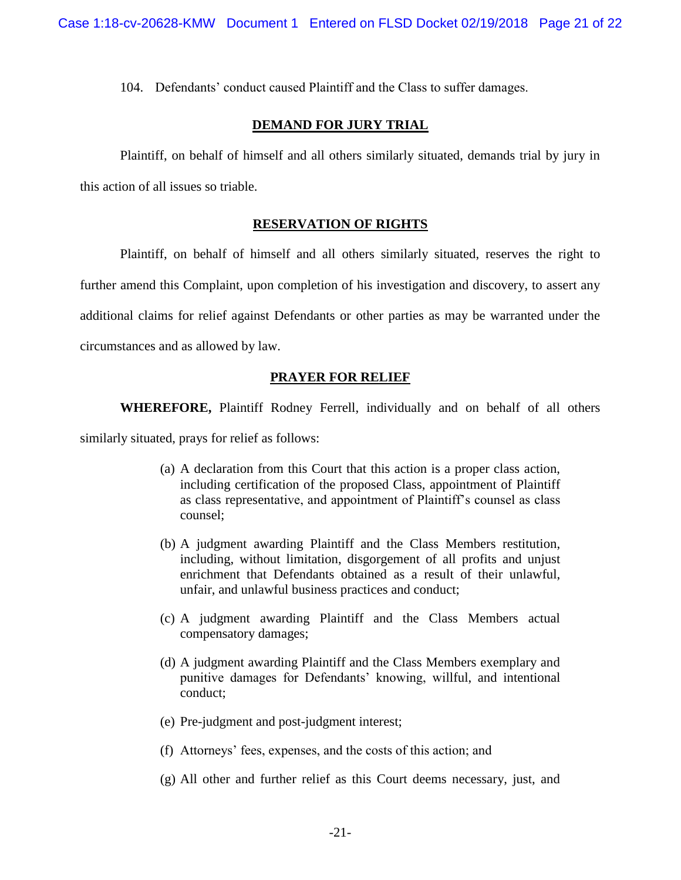104. Defendants' conduct caused Plaintiff and the Class to suffer damages.

## DEMAND FOR JURY TRIAL

Plaintiff, on behalf of himself and all others similarly situated, demands trial by jury in this action of all issues so triable.

## RESERVATION OF RIGHTS

Plaintiff, on behalf of himself and all others similarly situated, reserves the right to further amend this Complaint, upon completion of his investigation and discovery, to assert any additional claims for relief against Defendants or other parties as may be warranted under the circumstances and as allowed by law.

## PRAYER FOR RELIEF

**WHEREFORE,** Plaintiff Rodney Ferrell, individually and on behalf of all others similarly situated, prays for relief as follows:

(a) A declaration from this Court that this action is a proper class action, including certification of the proposed Class, appointment of Plaintiff as class representative, and appointment of Plaintiff's counsel as class counsel;

(b) A judgment awarding Plaintiff and the Class Members restitution, including, without limitation, disgorgement of all profits and unjust enrichment that Defendants obtained as a result of their unlawful, unfair, and unlawful business practices and conduct;

(c) A judgment awarding Plaintiff and the Class Members actual compensatory damages;

(d) A judgment awarding Plaintiff and the Class Members exemplary and punitive damages for Defendants' knowing, willful, and intentional conduct;

(e) Pre-judgment and post-judgment interest;

(f) Attorneys' fees, expenses, and the costs of this action; and

(g) All other and further relief as this Court deems necessary, just, and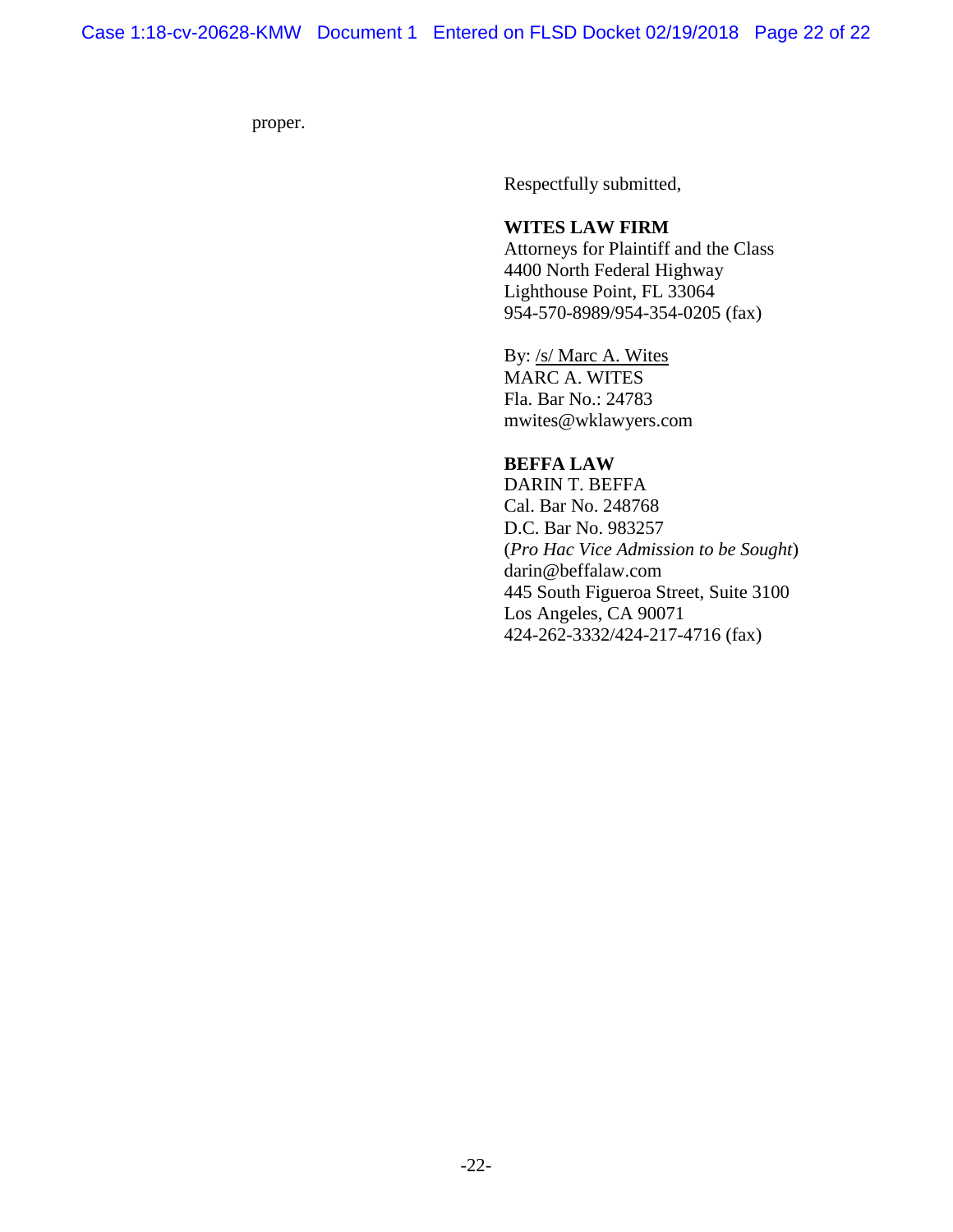proper.

Respectfully submitted,

**WITES LAW FIRM**
Attorneys for Plaintiff and the Class
4400 North Federal Highway
Lighthouse Point, FL 33064
954-570-8989/954-354-0205 (fax)

By: /s/ Marc A. Wites
MARC A. WITES
Fla. Bar No.: 24783
mwites@wklawyers.com

**BEFFA LAW**
DARIN T. BEFFA
Cal. Bar No. 248768
D.C. Bar No. 983257
(*Pro Hac Vice Admission to be Sought*)
darin@beffalaw.com
445 South Figueroa Street, Suite 3100
Los Angeles, CA 90071
424-262-3332/424-217-4716 (fax)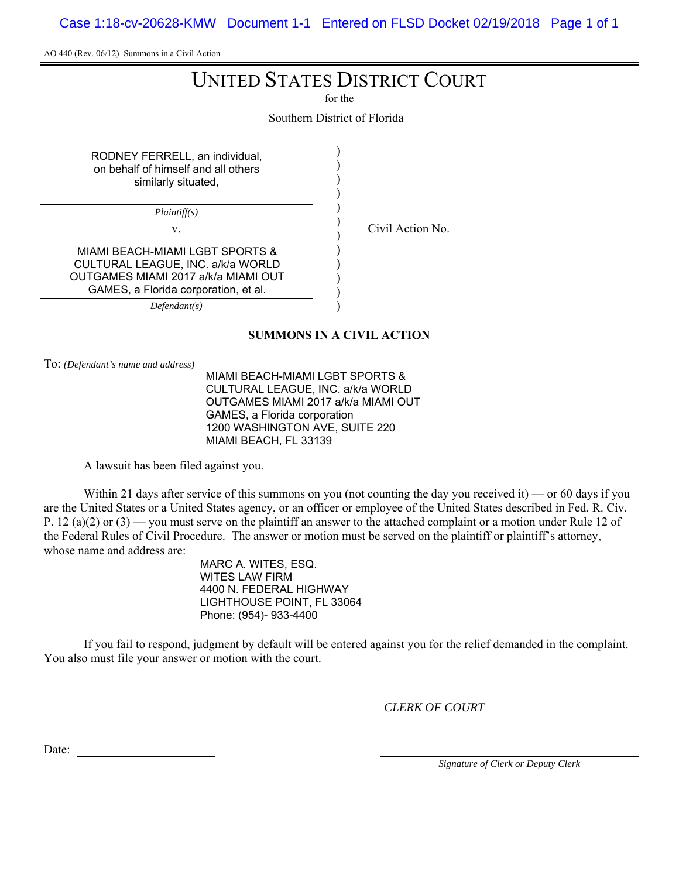AO 440 (Rev. 06/12) Summons in a Civil Action

# UNITED STATES DISTRICT COURT

for the

Southern District of Florida

| | | |
|---|---|---|
| RODNEY FERRELL, an individual, on behalf of himself and all others similarly situated, | ) | |
| *Plaintiff(s)* | ) | |
| v. | ) | Civil Action No. |
| MIAMI BEACH-MIAMI LGBT SPORTS & CULTURAL LEAGUE, INC. a/k/a WORLD OUTGAMES MIAMI 2017 a/k/a MIAMI OUT GAMES, a Florida corporation, et al. | ) | |
| *Defendant(s)* | ) | |

**SUMMONS IN A CIVIL ACTION**

To: *(Defendant's name and address)*

MIAMI BEACH-MIAMI LGBT SPORTS &
CULTURAL LEAGUE, INC. a/k/a WORLD
OUTGAMES MIAMI 2017 a/k/a MIAMI OUT
GAMES, a Florida corporation
1200 WASHINGTON AVE, SUITE 220
MIAMI BEACH, FL 33139

A lawsuit has been filed against you.

Within 21 days after service of this summons on you (not counting the day you received it) — or 60 days if you are the United States or a United States agency, or an officer or employee of the United States described in Fed. R. Civ. P. 12 (a)(2) or (3) — you must serve on the plaintiff an answer to the attached complaint or a motion under Rule 12 of the Federal Rules of Civil Procedure. The answer or motion must be served on the plaintiff or plaintiff's attorney, whose name and address are:

MARC A. WITES, ESQ.
WITES LAW FIRM
4400 N. FEDERAL HIGHWAY
LIGHTHOUSE POINT, FL 33064
Phone: (954)- 933-4400

If you fail to respond, judgment by default will be entered against you for the relief demanded in the complaint. You also must file your answer or motion with the court.

*CLERK OF COURT*

Date: ____________________

____________________
*Signature of Clerk or Deputy Clerk*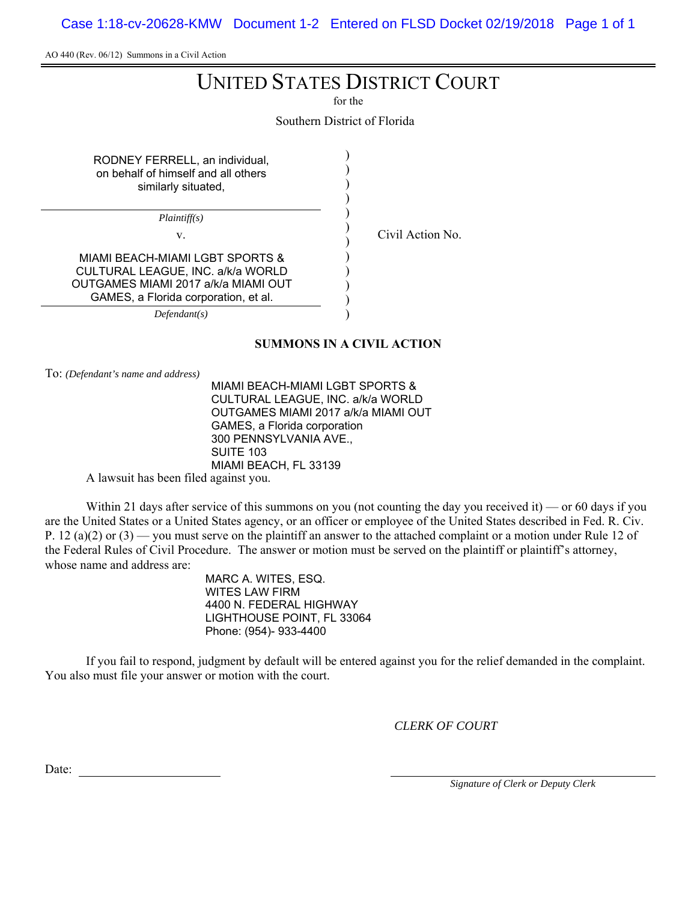AO 440 (Rev. 06/12) Summons in a Civil Action

# UNITED STATES DISTRICT COURT

for the

Southern District of Florida

RODNEY FERRELL, an individual, on behalf of himself and all others similarly situated,

*Plaintiff(s)*

v.

MIAMI BEACH-MIAMI LGBT SPORTS & CULTURAL LEAGUE, INC. a/k/a WORLD OUTGAMES MIAMI 2017 a/k/a MIAMI OUT GAMES, a Florida corporation, et al.

*Defendant(s)*

Civil Action No.

**SUMMONS IN A CIVIL ACTION**

To: *(Defendant's name and address)*

MIAMI BEACH-MIAMI LGBT SPORTS & CULTURAL LEAGUE, INC. a/k/a WORLD OUTGAMES MIAMI 2017 a/k/a MIAMI OUT GAMES, a Florida corporation
300 PENNSYLVANIA AVE.,
SUITE 103
MIAMI BEACH, FL 33139

A lawsuit has been filed against you.

Within 21 days after service of this summons on you (not counting the day you received it) — or 60 days if you are the United States or a United States agency, or an officer or employee of the United States described in Fed. R. Civ. P. 12 (a)(2) or (3) — you must serve on the plaintiff an answer to the attached complaint or a motion under Rule 12 of the Federal Rules of Civil Procedure. The answer or motion must be served on the plaintiff or plaintiff's attorney, whose name and address are:

MARC A. WITES, ESQ.
WITES LAW FIRM
4400 N. FEDERAL HIGHWAY
LIGHTHOUSE POINT, FL 33064
Phone: (954)- 933-4400

If you fail to respond, judgment by default will be entered against you for the relief demanded in the complaint. You also must file your answer or motion with the court.

*CLERK OF COURT*

Date: ____________________

____________________
*Signature of Clerk or Deputy Clerk*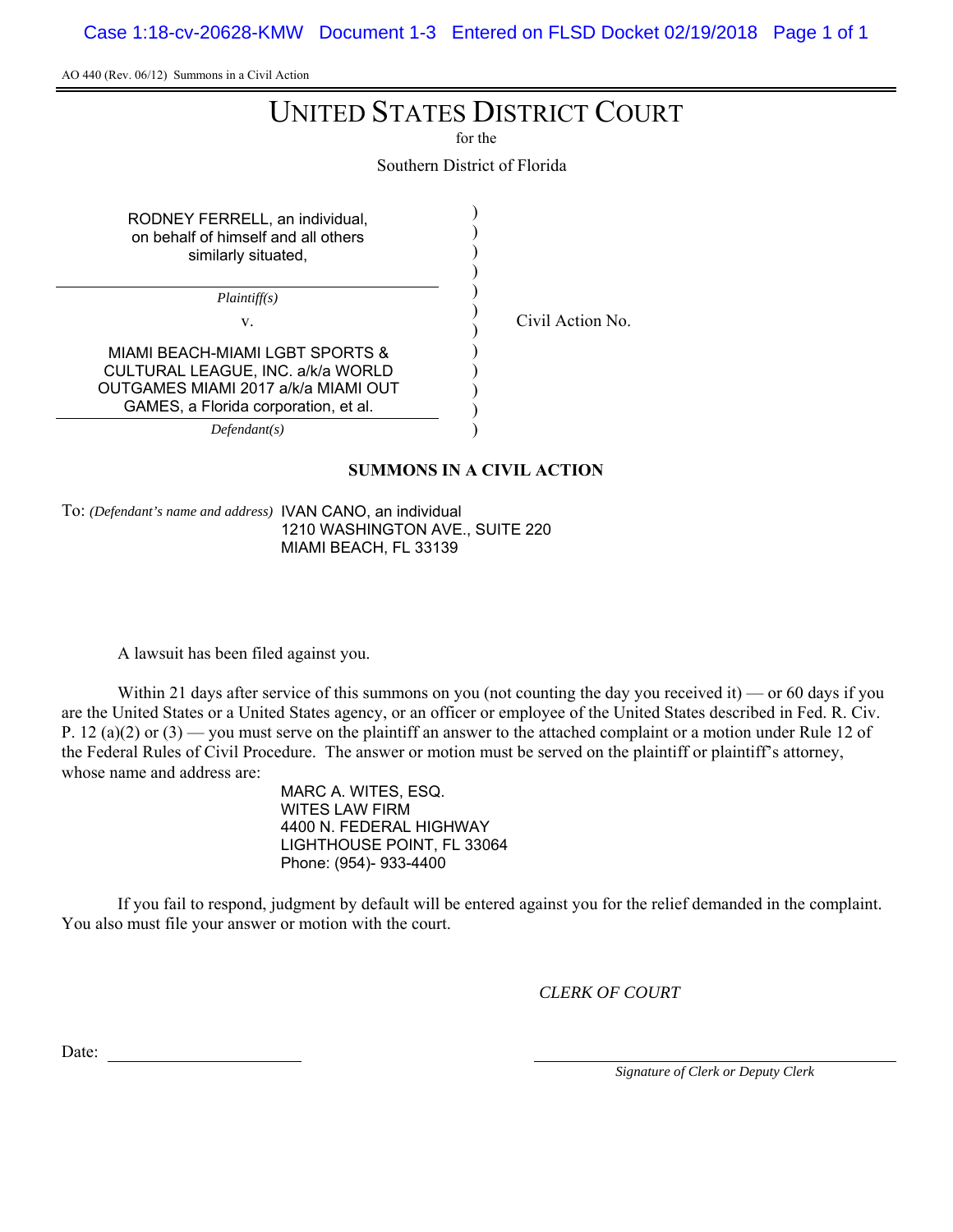AO 440 (Rev. 06/12) Summons in a Civil Action

# UNITED STATES DISTRICT COURT

for the

Southern District of Florida

| | | |
|---|---|---|
| RODNEY FERRELL, an individual, on behalf of himself and all others similarly situated, | ) | |
| *Plaintiff(s)* | ) | |
| v. | ) | Civil Action No. |
| MIAMI BEACH-MIAMI LGBT SPORTS & CULTURAL LEAGUE, INC. a/k/a WORLD OUTGAMES MIAMI 2017 a/k/a MIAMI OUT GAMES, a Florida corporation, et al. | ) | |
| *Defendant(s)* | ) | |

**SUMMONS IN A CIVIL ACTION**

To: *(Defendant's name and address)* IVAN CANO, an individual
1210 WASHINGTON AVE., SUITE 220
MIAMI BEACH, FL 33139

A lawsuit has been filed against you.

Within 21 days after service of this summons on you (not counting the day you received it) — or 60 days if you are the United States or a United States agency, or an officer or employee of the United States described in Fed. R. Civ. P. 12 (a)(2) or (3) — you must serve on the plaintiff an answer to the attached complaint or a motion under Rule 12 of the Federal Rules of Civil Procedure. The answer or motion must be served on the plaintiff or plaintiff's attorney, whose name and address are:

MARC A. WITES, ESQ.
WITES LAW FIRM
4400 N. FEDERAL HIGHWAY
LIGHTHOUSE POINT, FL 33064
Phone: (954)- 933-4400

If you fail to respond, judgment by default will be entered against you for the relief demanded in the complaint. You also must file your answer or motion with the court.

*CLERK OF COURT*

Date: ____________________

____________________
*Signature of Clerk or Deputy Clerk*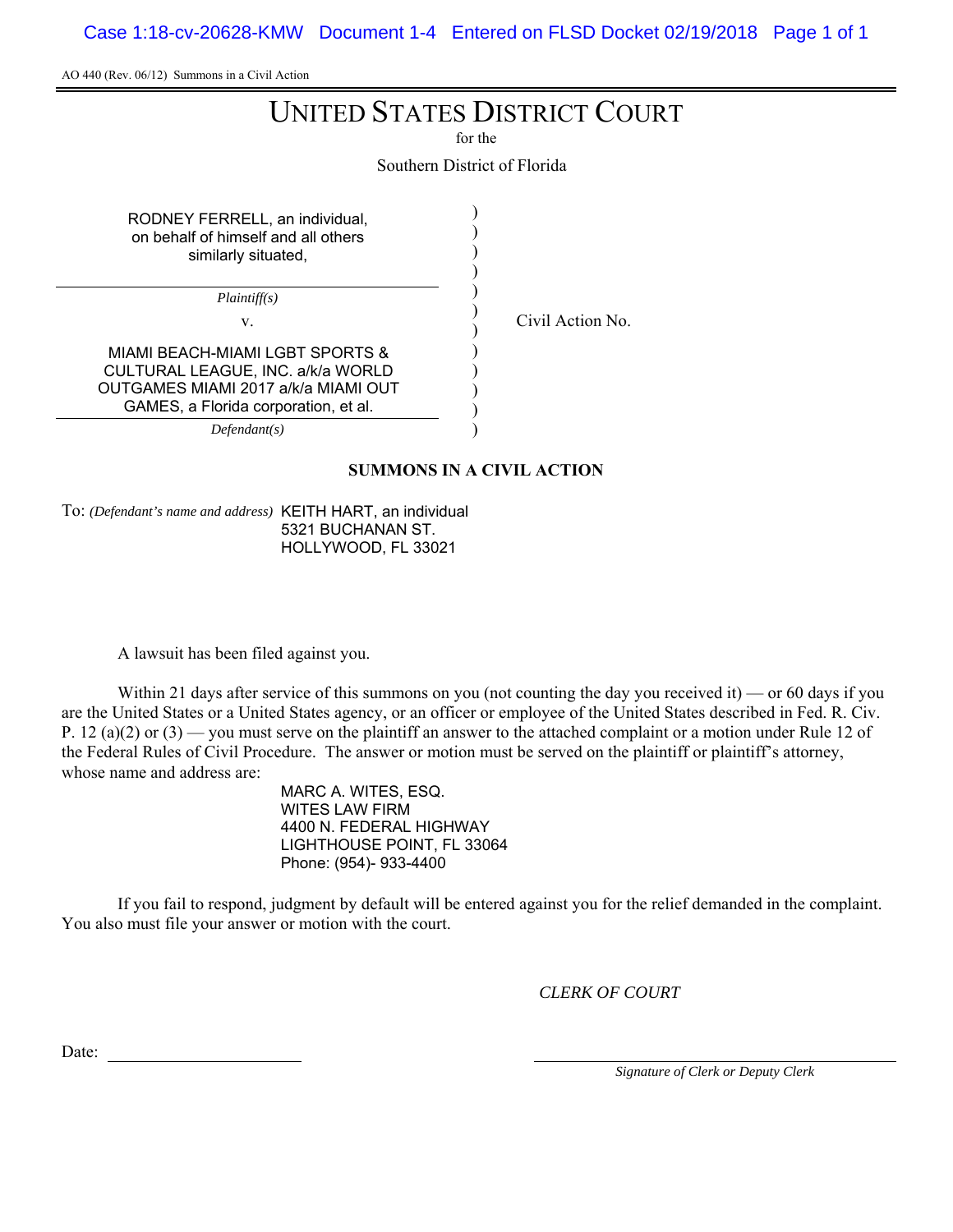AO 440 (Rev. 06/12) Summons in a Civil Action

# UNITED STATES DISTRICT COURT

for the

Southern District of Florida

| | | |
|---|---|---|
| RODNEY FERRELL, an individual, on behalf of himself and all others similarly situated, | ) | |
| *Plaintiff(s)* | ) | |
| v. | ) | Civil Action No. |
| MIAMI BEACH-MIAMI LGBT SPORTS & CULTURAL LEAGUE, INC. a/k/a WORLD OUTGAMES MIAMI 2017 a/k/a MIAMI OUT GAMES, a Florida corporation, et al. | ) | |
| *Defendant(s)* | ) | |

**SUMMONS IN A CIVIL ACTION**

To: *(Defendant's name and address)* KEITH HART, an individual
5321 BUCHANAN ST.
HOLLYWOOD, FL 33021

A lawsuit has been filed against you.

Within 21 days after service of this summons on you (not counting the day you received it) — or 60 days if you are the United States or a United States agency, or an officer or employee of the United States described in Fed. R. Civ. P. 12 (a)(2) or (3) — you must serve on the plaintiff an answer to the attached complaint or a motion under Rule 12 of the Federal Rules of Civil Procedure. The answer or motion must be served on the plaintiff or plaintiff's attorney, whose name and address are:

MARC A. WITES, ESQ.
WITES LAW FIRM
4400 N. FEDERAL HIGHWAY
LIGHTHOUSE POINT, FL 33064
Phone: (954)- 933-4400

If you fail to respond, judgment by default will be entered against you for the relief demanded in the complaint. You also must file your answer or motion with the court.

*CLERK OF COURT*

Date: ______________________

______________________
*Signature of Clerk or Deputy Clerk*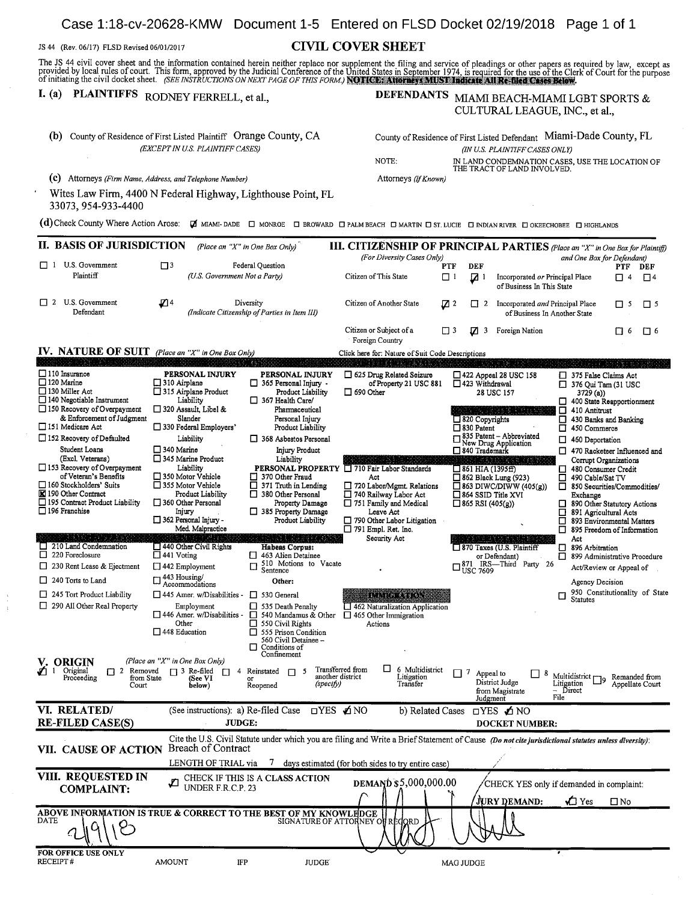JS 44 (Rev. 06/17) FLSD Revised 06/01/2017

# CIVIL COVER SHEET

The JS 44 civil cover sheet and the information contained herein neither replace nor supplement the filing and service of pleadings or other papers as required by law, except as provided by local rules of court. This form, approved by the Judicial Conference of the United States in September 1974, is required for the use of the Clerk of Court for the purpose of initiating the civil docket sheet. *(SEE INSTRUCTIONS ON NEXT PAGE OF THIS FORM.)* **NOTICE: Attorneys MUST Indicate All Re-filed Cases Below.**

**I. (a) PLAINTIFFS** RODNEY FERRELL, et al.,

**DEFENDANTS** MIAMI BEACH-MIAMI LGBT SPORTS & CULTURAL LEAGUE, INC., et al.,

**(b)** County of Residence of First Listed Plaintiff Orange County, CA
*(EXCEPT IN U.S. PLAINTIFF CASES)*

County of Residence of First Listed Defendant Miami-Dade County, FL
*(IN U.S. PLAINTIFF CASES ONLY)*

NOTE: IN LAND CONDEMNATION CASES, USE THE LOCATION OF THE TRACT OF LAND INVOLVED.

**(c)** Attorneys *(Firm Name, Address, and Telephone Number)*
Wites Law Firm, 4400 N Federal Highway, Lighthouse Point, FL 33073, 954-933-4400

Attorneys *(If Known)*

**(d)** Check County Where Action Arose: ☑ MIAMI-DADE ☐ MONROE ☐ BROWARD ☐ PALM BEACH ☐ MARTIN ☐ ST. LUCIE ☐ INDIAN RIVER ☐ OKEECHOBEE ☐ HIGHLANDS

## II. BASIS OF JURISDICTION *(Place an "X" in One Box Only)*

- ☐ 1 U.S. Government Plaintiff
- ☐ 3 Federal Question *(U.S. Government Not a Party)*
- ☐ 2 U.S. Government Defendant
- ☑ 4 Diversity *(Indicate Citizenship of Parties in Item III)*

## III. CITIZENSHIP OF PRINCIPAL PARTIES *(Place an "X" in One Box for Plaintiff and One Box for Defendant)*
*(For Diversity Cases Only)*

| | PTF | DEF | | PTF | DEF |
|---|---|---|---|---|---|
| Citizen of This State | ☐ 1 | ☑ 1 | Incorporated *or* Principal Place of Business In This State | ☐ 4 | ☐ 4 |
| Citizen of Another State | ☑ 2 | ☐ 2 | Incorporated *and* Principal Place of Business In Another State | ☐ 5 | ☐ 5 |
| Citizen or Subject of a Foreign Country | ☐ 3 | ☑ 3 | Foreign Nation | ☐ 6 | ☐ 6 |

## IV. NATURE OF SUIT *(Place an "X" in One Box Only)*

Click here for: Nature of Suit Code Descriptions

**CONTRACT:** ☐ 110 Insurance; ☐ 120 Marine; ☐ 130 Miller Act; ☐ 140 Negotiable Instrument; ☐ 150 Recovery of Overpayment & Enforcement of Judgment; ☐ 151 Medicare Act; ☐ 152 Recovery of Defaulted Student Loans (Excl. Veterans); ☐ 153 Recovery of Overpayment of Veteran's Benefits; ☐ 160 Stockholders' Suits; ☒ 190 Other Contract; ☐ 195 Contract Product Liability; ☐ 196 Franchise

**TORTS — PERSONAL INJURY:** ☐ 310 Airplane; ☐ 315 Airplane Product Liability; ☐ 320 Assault, Libel & Slander; ☐ 330 Federal Employers' Liability; ☐ 340 Marine; ☐ 345 Marine Product Liability; ☐ 350 Motor Vehicle; ☐ 355 Motor Vehicle Product Liability; ☐ 360 Other Personal Injury; ☐ 362 Personal Injury - Med. Malpractice

**PERSONAL INJURY:** ☐ 365 Personal Injury - Product Liability; ☐ 367 Health Care/ Pharmaceutical Personal Injury Product Liability; ☐ 368 Asbestos Personal Injury Product Liability

**PERSONAL PROPERTY:** ☐ 370 Other Fraud; ☐ 371 Truth in Lending; ☐ 380 Other Personal Property Damage; ☐ 385 Property Damage Product Liability

**FORFEITURE/PENALTY:** ☐ 625 Drug Related Seizure of Property 21 USC 881; ☐ 690 Other

**LABOR:** ☐ 710 Fair Labor Standards Act; ☐ 720 Labor/Mgmt. Relations; ☐ 740 Railway Labor Act; ☐ 751 Family and Medical Leave Act; ☐ 790 Other Labor Litigation; ☐ 791 Empl. Ret. Inc. Security Act

**BANKRUPTCY:** ☐ 422 Appeal 28 USC 158; ☐ 423 Withdrawal 28 USC 157

**PROPERTY RIGHTS:** ☐ 820 Copyrights; ☐ 830 Patent; ☐ 835 Patent – Abbreviated New Drug Application; ☐ 840 Trademark

**SOCIAL SECURITY:** ☐ 861 HIA (1395ff); ☐ 862 Black Lung (923); ☐ 863 DIWC/DIWW (405(g)); ☐ 864 SSID Title XVI; ☐ 865 RSI (405(g))

**FEDERAL TAX SUITS:** ☐ 870 Taxes (U.S. Plaintiff or Defendant); ☐ 871 IRS—Third Party 26 USC 7609

**OTHER STATUTES:** ☐ 375 False Claims Act; ☐ 376 Qui Tam (31 USC 3729 (a)); ☐ 400 State Reapportionment; ☐ 410 Antitrust; ☐ 430 Banks and Banking; ☐ 450 Commerce; ☐ 460 Deportation; ☐ 470 Racketeer Influenced and Corrupt Organizations; ☐ 480 Consumer Credit; ☐ 490 Cable/Sat TV; ☐ 850 Securities/Commodities/ Exchange; ☐ 890 Other Statutory Actions; ☐ 891 Agricultural Acts; ☐ 893 Environmental Matters; ☐ 895 Freedom of Information Act; ☐ 896 Arbitration; ☐ 899 Administrative Procedure Act/Review or Appeal of Agency Decision; ☐ 950 Constitutionality of State Statutes

**REAL PROPERTY:** ☐ 210 Land Condemnation; ☐ 220 Foreclosure; ☐ 230 Rent Lease & Ejectment; ☐ 240 Torts to Land; ☐ 245 Tort Product Liability; ☐ 290 All Other Real Property

**CIVIL RIGHTS:** ☐ 440 Other Civil Rights; ☐ 441 Voting; ☐ 442 Employment; ☐ 443 Housing/ Accommodations; ☐ 445 Amer. w/Disabilities - Employment; ☐ 446 Amer. w/Disabilities - Other; ☐ 448 Education

**PRISONER PETITIONS — Habeas Corpus:** ☐ 463 Alien Detainee; ☐ 510 Motions to Vacate Sentence; **Other:** ☐ 530 General; ☐ 535 Death Penalty; ☐ 540 Mandamus & Other; ☐ 550 Civil Rights; ☐ 555 Prison Condition; ☐ 560 Civil Detainee – Conditions of Confinement

**IMMIGRATION:** ☐ 462 Naturalization Application; ☐ 465 Other Immigration Actions

## V. ORIGIN *(Place an "X" in One Box Only)*

☑ 1 Original Proceeding ☐ 2 Removed from State Court ☐ 3 Re-filed (See VI below) ☐ 4 Reinstated or Reopened ☐ 5 Transferred from another district *(specify)* ☐ 6 Multidistrict Litigation Transfer ☐ 7 Appeal to District Judge from Magistrate Judgment ☐ 8 Multidistrict Litigation – Direct File ☐ 9 Remanded from Appellate Court

## VI. RELATED/ RE-FILED CASE(S)

(See instructions): a) Re-filed Case ☐YES ☑NO b) Related Cases ☐YES ☑NO
JUDGE: DOCKET NUMBER:

## VII. CAUSE OF ACTION

Cite the U.S. Civil Statute under which you are filing and Write a Brief Statement of Cause *(Do not cite jurisdictional statutes unless diversity)*: Breach of Contract

LENGTH OF TRIAL via 7 days estimated (for both sides to try entire case)

## VIII. REQUESTED IN COMPLAINT:

☑ CHECK IF THIS IS A CLASS ACTION UNDER F.R.C.P. 23

DEMAND $5,000,000.00

CHECK YES only if demanded in complaint: JURY DEMAND: ☑ Yes ☐ No

ABOVE INFORMATION IS TRUE & CORRECT TO THE BEST OF MY KNOWLEDGE

DATE 2/19/18 SIGNATURE OF ATTORNEY OF RECORD

FOR OFFICE USE ONLY
RECEIPT # AMOUNT IFP JUDGE MAG JUDGE